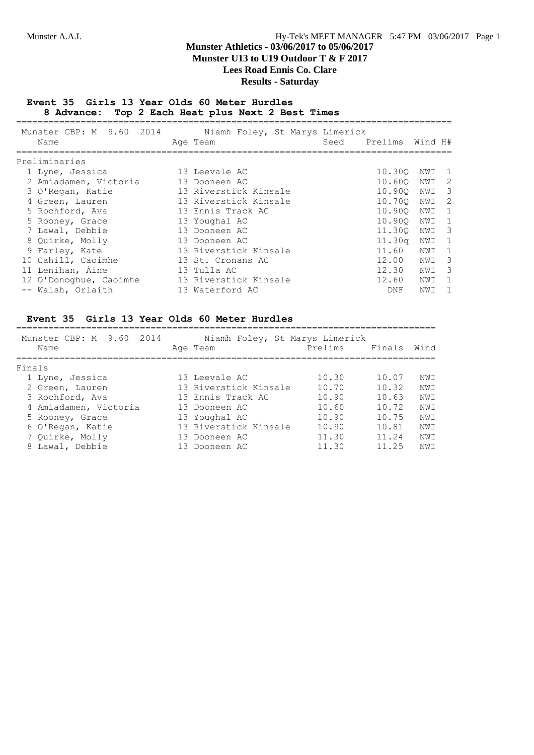# Munster Athletics - 03/06/2017 to 05/06/2017
## Munster U13 to U19 Outdoor T & F 2017
## Lees Road Ennis Co. Clare
## Results - Saturday

### Event 35 Girls 13 Year Olds 60 Meter Hurdles
**8 Advance: Top 2 Each Heat plus Next 2 Best Times**

Munster CBP: M 9.60 2014 Niamh Foley, St Marys Limerick

| | Name | Age | Team | Seed | Prelims | Wind | H# |
|---|---|---|---|---|---|---|---|
| **Preliminaries** | | | | | | | |
| 1 | Lyne, Jessica | 13 | Leevale AC | | 10.30Q | NWI | 1 |
| 2 | Amiadamen, Victoria | 13 | Dooneen AC | | 10.60Q | NWI | 2 |
| 3 | O'Regan, Katie | 13 | Riverstick Kinsale | | 10.90Q | NWI | 3 |
| 4 | Green, Lauren | 13 | Riverstick Kinsale | | 10.70Q | NWI | 2 |
| 5 | Rochford, Ava | 13 | Ennis Track AC | | 10.90Q | NWI | 1 |
| 5 | Rooney, Grace | 13 | Youghal AC | | 10.90Q | NWI | 1 |
| 7 | Lawal, Debbie | 13 | Dooneen AC | | 11.30Q | NWI | 3 |
| 8 | Quirke, Molly | 13 | Dooneen AC | | 11.30q | NWI | 1 |
| 9 | Farley, Kate | 13 | Riverstick Kinsale | | 11.60 | NWI | 1 |
| 10 | Cahill, Caoimhe | 13 | St. Cronans AC | | 12.00 | NWI | 3 |
| 11 | Lenihan, Áine | 13 | Tulla AC | | 12.30 | NWI | 3 |
| 12 | O'Donoghue, Caoimhe | 13 | Riverstick Kinsale | | 12.60 | NWI | 1 |
| -- | Walsh, Orlaith | 13 | Waterford AC | | DNF | NWI | 1 |

### Event 35 Girls 13 Year Olds 60 Meter Hurdles

Munster CBP: M 9.60 2014 Niamh Foley, St Marys Limerick

| | Name | Age | Team | Prelims | Finals | Wind |
|---|---|---|---|---|---|---|
| **Finals** | | | | | | |
| 1 | Lyne, Jessica | 13 | Leevale AC | 10.30 | 10.07 | NWI |
| 2 | Green, Lauren | 13 | Riverstick Kinsale | 10.70 | 10.32 | NWI |
| 3 | Rochford, Ava | 13 | Ennis Track AC | 10.90 | 10.63 | NWI |
| 4 | Amiadamen, Victoria | 13 | Dooneen AC | 10.60 | 10.72 | NWI |
| 5 | Rooney, Grace | 13 | Youghal AC | 10.90 | 10.75 | NWI |
| 6 | O'Regan, Katie | 13 | Riverstick Kinsale | 10.90 | 10.81 | NWI |
| 7 | Quirke, Molly | 13 | Dooneen AC | 11.30 | 11.24 | NWI |
| 8 | Lawal, Debbie | 13 | Dooneen AC | 11.30 | 11.25 | NWI |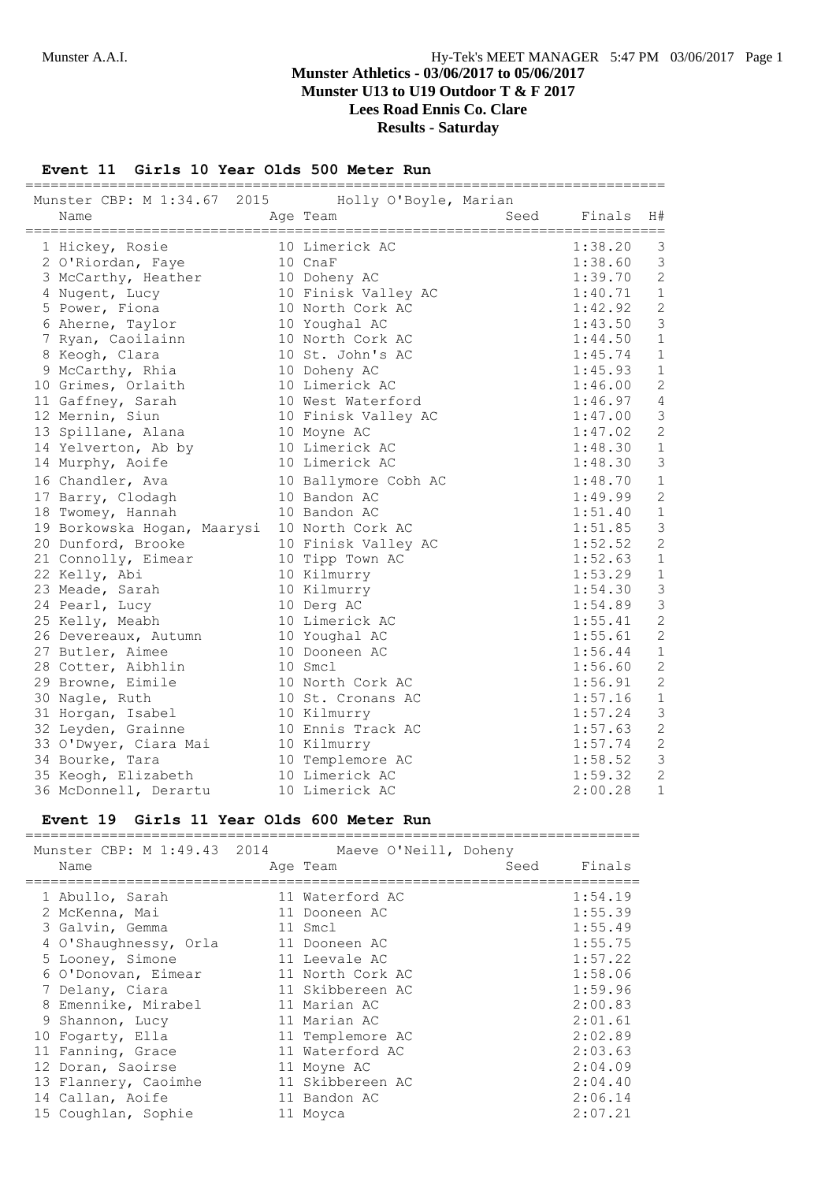## Munster Athletics - 03/06/2017 to 05/06/2017
## Munster U13 to U19 Outdoor T & F 2017
## Lees Road Ennis Co. Clare
## Results - Saturday

### Event 11 Girls 10 Year Olds 500 Meter Run

Munster CBP: M 1:34.67 2015 Holly O'Boyle, Marian

| Place | Name | Age | Team | Seed | Finals | H# |
|---|---|---|---|---|---|---|
| 1 | Hickey, Rosie | 10 | Limerick AC | | 1:38.20 | 3 |
| 2 | O'Riordan, Faye | 10 | CnaF | | 1:38.60 | 3 |
| 3 | McCarthy, Heather | 10 | Doheny AC | | 1:39.70 | 2 |
| 4 | Nugent, Lucy | 10 | Finisk Valley AC | | 1:40.71 | 1 |
| 5 | Power, Fiona | 10 | North Cork AC | | 1:42.92 | 2 |
| 6 | Aherne, Taylor | 10 | Youghal AC | | 1:43.50 | 3 |
| 7 | Ryan, Caoilainn | 10 | North Cork AC | | 1:44.50 | 1 |
| 8 | Keogh, Clara | 10 | St. John's AC | | 1:45.74 | 1 |
| 9 | McCarthy, Rhia | 10 | Doheny AC | | 1:45.93 | 1 |
| 10 | Grimes, Orlaith | 10 | Limerick AC | | 1:46.00 | 2 |
| 11 | Gaffney, Sarah | 10 | West Waterford | | 1:46.97 | 4 |
| 12 | Mernin, Siun | 10 | Finisk Valley AC | | 1:47.00 | 3 |
| 13 | Spillane, Alana | 10 | Moyne AC | | 1:47.02 | 2 |
| 14 | Yelverton, Ab by | 10 | Limerick AC | | 1:48.30 | 1 |
| 14 | Murphy, Aoife | 10 | Limerick AC | | 1:48.30 | 3 |
| 16 | Chandler, Ava | 10 | Ballymore Cobh AC | | 1:48.70 | 1 |
| 17 | Barry, Clodagh | 10 | Bandon AC | | 1:49.99 | 2 |
| 18 | Twomey, Hannah | 10 | Bandon AC | | 1:51.40 | 1 |
| 19 | Borkowska Hogan, Maarysi | 10 | North Cork AC | | 1:51.85 | 3 |
| 20 | Dunford, Brooke | 10 | Finisk Valley AC | | 1:52.52 | 2 |
| 21 | Connolly, Eimear | 10 | Tipp Town AC | | 1:52.63 | 1 |
| 22 | Kelly, Abi | 10 | Kilmurry | | 1:53.29 | 1 |
| 23 | Meade, Sarah | 10 | Kilmurry | | 1:54.30 | 3 |
| 24 | Pearl, Lucy | 10 | Derg AC | | 1:54.89 | 3 |
| 25 | Kelly, Meabh | 10 | Limerick AC | | 1:55.41 | 2 |
| 26 | Devereaux, Autumn | 10 | Youghal AC | | 1:55.61 | 2 |
| 27 | Butler, Aimee | 10 | Dooneen AC | | 1:56.44 | 1 |
| 28 | Cotter, Aibhlin | 10 | Smcl | | 1:56.60 | 2 |
| 29 | Browne, Eimile | 10 | North Cork AC | | 1:56.91 | 2 |
| 30 | Nagle, Ruth | 10 | St. Cronans AC | | 1:57.16 | 1 |
| 31 | Horgan, Isabel | 10 | Kilmurry | | 1:57.24 | 3 |
| 32 | Leyden, Grainne | 10 | Ennis Track AC | | 1:57.63 | 2 |
| 33 | O'Dwyer, Ciara Mai | 10 | Kilmurry | | 1:57.74 | 2 |
| 34 | Bourke, Tara | 10 | Templemore AC | | 1:58.52 | 3 |
| 35 | Keogh, Elizabeth | 10 | Limerick AC | | 1:59.32 | 2 |
| 36 | McDonnell, Derartu | 10 | Limerick AC | | 2:00.28 | 1 |

### Event 19 Girls 11 Year Olds 600 Meter Run

Munster CBP: M 1:49.43 2014 Maeve O'Neill, Doheny

| Place | Name | Age | Team | Seed | Finals |
|---|---|---|---|---|---|
| 1 | Abullo, Sarah | 11 | Waterford AC | | 1:54.19 |
| 2 | McKenna, Mai | 11 | Dooneen AC | | 1:55.39 |
| 3 | Galvin, Gemma | 11 | Smcl | | 1:55.49 |
| 4 | O'Shaughnessy, Orla | 11 | Dooneen AC | | 1:55.75 |
| 5 | Looney, Simone | 11 | Leevale AC | | 1:57.22 |
| 6 | O'Donovan, Eimear | 11 | North Cork AC | | 1:58.06 |
| 7 | Delany, Ciara | 11 | Skibbereen AC | | 1:59.96 |
| 8 | Emennike, Mirabel | 11 | Marian AC | | 2:00.83 |
| 9 | Shannon, Lucy | 11 | Marian AC | | 2:01.61 |
| 10 | Fogarty, Ella | 11 | Templemore AC | | 2:02.89 |
| 11 | Fanning, Grace | 11 | Waterford AC | | 2:03.63 |
| 12 | Doran, Saoirse | 11 | Moyne AC | | 2:04.09 |
| 13 | Flannery, Caoimhe | 11 | Skibbereen AC | | 2:04.40 |
| 14 | Callan, Aoife | 11 | Bandon AC | | 2:06.14 |
| 15 | Coughlan, Sophie | 11 | Moyca | | 2:07.21 |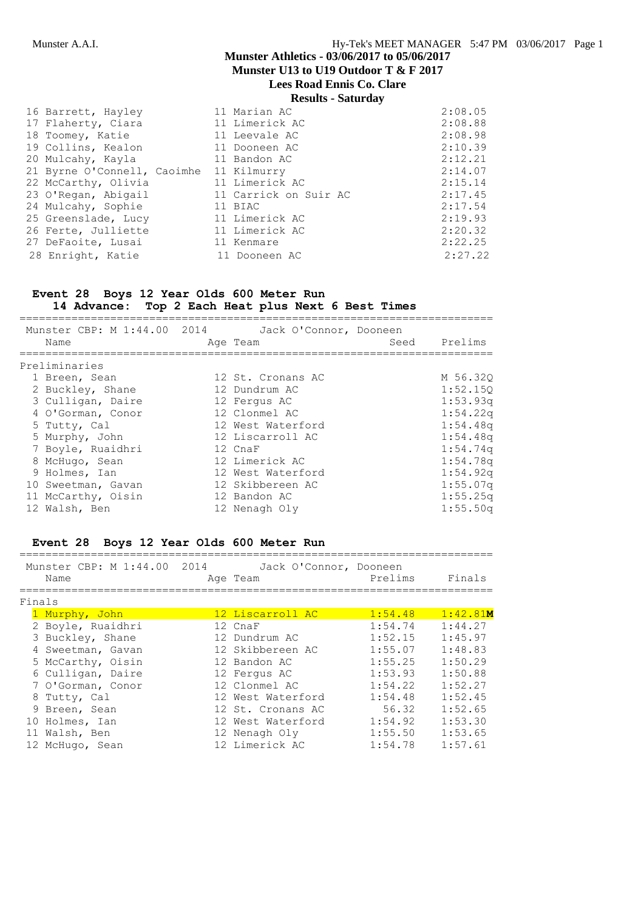## Munster Athletics - 03/06/2017 to 05/06/2017
## Munster U13 to U19 Outdoor T & F 2017
## Lees Road Ennis Co. Clare
## Results - Saturday

| | Name | Age | Team | Time |
|---|---|---|---|---|
| 16 | Barrett, Hayley | 11 | Marian AC | 2:08.05 |
| 17 | Flaherty, Ciara | 11 | Limerick AC | 2:08.88 |
| 18 | Toomey, Katie | 11 | Leevale AC | 2:08.98 |
| 19 | Collins, Kealon | 11 | Dooneen AC | 2:10.39 |
| 20 | Mulcahy, Kayla | 11 | Bandon AC | 2:12.21 |
| 21 | Byrne O'Connell, Caoimhe | 11 | Kilmurry | 2:14.07 |
| 22 | McCarthy, Olivia | 11 | Limerick AC | 2:15.14 |
| 23 | O'Regan, Abigail | 11 | Carrick on Suir AC | 2:17.45 |
| 24 | Mulcahy, Sophie | 11 | BIAC | 2:17.54 |
| 25 | Greenslade, Lucy | 11 | Limerick AC | 2:19.93 |
| 26 | Ferte, Julliette | 11 | Limerick AC | 2:20.32 |
| 27 | DeFaoite, Lusai | 11 | Kenmare | 2:22.25 |
| 28 | Enright, Katie | 11 | Dooneen AC | 2:27.22 |

### Event 28 Boys 12 Year Olds 600 Meter Run
**14 Advance: Top 2 Each Heat plus Next 6 Best Times**

Munster CBP: M 1:44.00 2014 Jack O'Connor, Dooneen

Preliminaries

| | Name | Age | Team | Seed | Prelims |
|---|---|---|---|---|---|
| 1 | Breen, Sean | 12 | St. Cronans AC | | M 56.32Q |
| 2 | Buckley, Shane | 12 | Dundrum AC | | 1:52.15Q |
| 3 | Culligan, Daire | 12 | Fergus AC | | 1:53.93q |
| 4 | O'Gorman, Conor | 12 | Clonmel AC | | 1:54.22q |
| 5 | Tutty, Cal | 12 | West Waterford | | 1:54.48q |
| 5 | Murphy, John | 12 | Liscarroll AC | | 1:54.48q |
| 7 | Boyle, Ruaidhri | 12 | CnaF | | 1:54.74q |
| 8 | McHugo, Sean | 12 | Limerick AC | | 1:54.78q |
| 9 | Holmes, Ian | 12 | West Waterford | | 1:54.92q |
| 10 | Sweetman, Gavan | 12 | Skibbereen AC | | 1:55.07q |
| 11 | McCarthy, Oisin | 12 | Bandon AC | | 1:55.25q |
| 12 | Walsh, Ben | 12 | Nenagh Oly | | 1:55.50q |

### Event 28 Boys 12 Year Olds 600 Meter Run

Munster CBP: M 1:44.00 2014 Jack O'Connor, Dooneen

Finals

| | Name | Age | Team | Prelims | Finals |
|---|---|---|---|---|---|
| 1 | Murphy, John | 12 | Liscarroll AC | 1:54.48 | 1:42.81**M** |
| 2 | Boyle, Ruaidhri | 12 | CnaF | 1:54.74 | 1:44.27 |
| 3 | Buckley, Shane | 12 | Dundrum AC | 1:52.15 | 1:45.97 |
| 4 | Sweetman, Gavan | 12 | Skibbereen AC | 1:55.07 | 1:48.83 |
| 5 | McCarthy, Oisin | 12 | Bandon AC | 1:55.25 | 1:50.29 |
| 6 | Culligan, Daire | 12 | Fergus AC | 1:53.93 | 1:50.88 |
| 7 | O'Gorman, Conor | 12 | Clonmel AC | 1:54.22 | 1:52.27 |
| 8 | Tutty, Cal | 12 | West Waterford | 1:54.48 | 1:52.45 |
| 9 | Breen, Sean | 12 | St. Cronans AC | 56.32 | 1:52.65 |
| 10 | Holmes, Ian | 12 | West Waterford | 1:54.92 | 1:53.30 |
| 11 | Walsh, Ben | 12 | Nenagh Oly | 1:55.50 | 1:53.65 |
| 12 | McHugo, Sean | 12 | Limerick AC | 1:54.78 | 1:57.61 |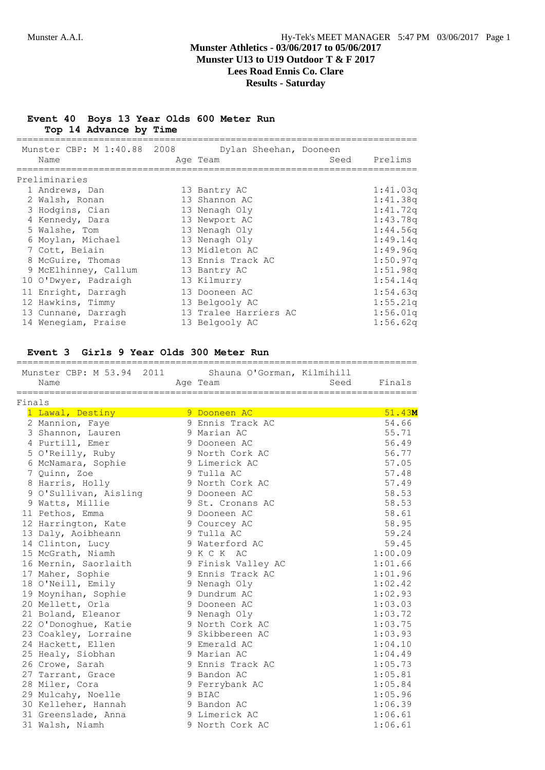**Munster Athletics - 03/06/2017 to 05/06/2017**
**Munster U13 to U19 Outdoor T & F 2017**
**Lees Road Ennis Co. Clare**
**Results - Saturday**

## Event 40 Boys 13 Year Olds 600 Meter Run

**Top 14 Advance by Time**

Munster CBP: M 1:40.88 2008 Dylan Sheehan, Dooneen

| | Name | Age | Team | Seed | Prelims |
|---|---|---|---|---|---|
| **Preliminaries** | | | | | |
| 1 | Andrews, Dan | 13 | Bantry AC | | 1:41.03q |
| 2 | Walsh, Ronan | 13 | Shannon AC | | 1:41.38q |
| 3 | Hodgins, Cian | 13 | Nenagh Oly | | 1:41.72q |
| 4 | Kennedy, Dara | 13 | Newport AC | | 1:43.78q |
| 5 | Walshe, Tom | 13 | Nenagh Oly | | 1:44.56q |
| 6 | Moylan, Michael | 13 | Nenagh Oly | | 1:49.14q |
| 7 | Cott, Beíain | 13 | Midleton AC | | 1:49.96q |
| 8 | McGuire, Thomas | 13 | Ennis Track AC | | 1:50.97q |
| 9 | McElhinney, Callum | 13 | Bantry AC | | 1:51.98q |
| 10 | O'Dwyer, Padraigh | 13 | Kilmurry | | 1:54.14q |
| 11 | Enright, Darragh | 13 | Dooneen AC | | 1:54.63q |
| 12 | Hawkins, Timmy | 13 | Belgooly AC | | 1:55.21q |
| 13 | Cunnane, Darragh | 13 | Tralee Harriers AC | | 1:56.01q |
| 14 | Wenegiam, Praise | 13 | Belgooly AC | | 1:56.62q |

## Event 3 Girls 9 Year Olds 300 Meter Run

Munster CBP: M 53.94 2011 Shauna O'Gorman, Kilmihill

| | Name | Age | Team | Seed | Finals |
|---|---|---|---|---|---|
| **Finals** | | | | | |
| 1 | Lawal, Destiny | 9 | Dooneen AC | | 51.43**M** |
| 2 | Mannion, Faye | 9 | Ennis Track AC | | 54.66 |
| 3 | Shannon, Lauren | 9 | Marian AC | | 55.71 |
| 4 | Purtill, Emer | 9 | Dooneen AC | | 56.49 |
| 5 | O'Reilly, Ruby | 9 | North Cork AC | | 56.77 |
| 6 | McNamara, Sophie | 9 | Limerick AC | | 57.05 |
| 7 | Quinn, Zoe | 9 | Tulla AC | | 57.48 |
| 8 | Harris, Holly | 9 | North Cork AC | | 57.49 |
| 9 | O'Sullivan, Aisling | 9 | Dooneen AC | | 58.53 |
| 9 | Watts, Millie | 9 | St. Cronans AC | | 58.53 |
| 11 | Pethos, Emma | 9 | Dooneen AC | | 58.61 |
| 12 | Harrington, Kate | 9 | Courcey AC | | 58.95 |
| 13 | Daly, Aoibheann | 9 | Tulla AC | | 59.24 |
| 14 | Clinton, Lucy | 9 | Waterford AC | | 59.45 |
| 15 | McGrath, Niamh | 9 | K C K AC | | 1:00.09 |
| 16 | Mernin, Saorlaith | 9 | Finisk Valley AC | | 1:01.66 |
| 17 | Maher, Sophie | 9 | Ennis Track AC | | 1:01.96 |
| 18 | O'Neill, Emily | 9 | Nenagh Oly | | 1:02.42 |
| 19 | Moynihan, Sophie | 9 | Dundrum AC | | 1:02.93 |
| 20 | Mellett, Orla | 9 | Dooneen AC | | 1:03.03 |
| 21 | Boland, Eleanor | 9 | Nenagh Oly | | 1:03.72 |
| 22 | O'Donoghue, Katie | 9 | North Cork AC | | 1:03.75 |
| 23 | Coakley, Lorraine | 9 | Skibbereen AC | | 1:03.93 |
| 24 | Hackett, Ellen | 9 | Emerald AC | | 1:04.10 |
| 25 | Healy, Siobhan | 9 | Marian AC | | 1:04.49 |
| 26 | Crowe, Sarah | 9 | Ennis Track AC | | 1:05.73 |
| 27 | Tarrant, Grace | 9 | Bandon AC | | 1:05.81 |
| 28 | Miler, Cora | 9 | Ferrybank AC | | 1:05.84 |
| 29 | Mulcahy, Noelle | 9 | BIAC | | 1:05.96 |
| 30 | Kelleher, Hannah | 9 | Bandon AC | | 1:06.39 |
| 31 | Greenslade, Anna | 9 | Limerick AC | | 1:06.61 |
| 31 | Walsh, Niamh | 9 | North Cork AC | | 1:06.61 |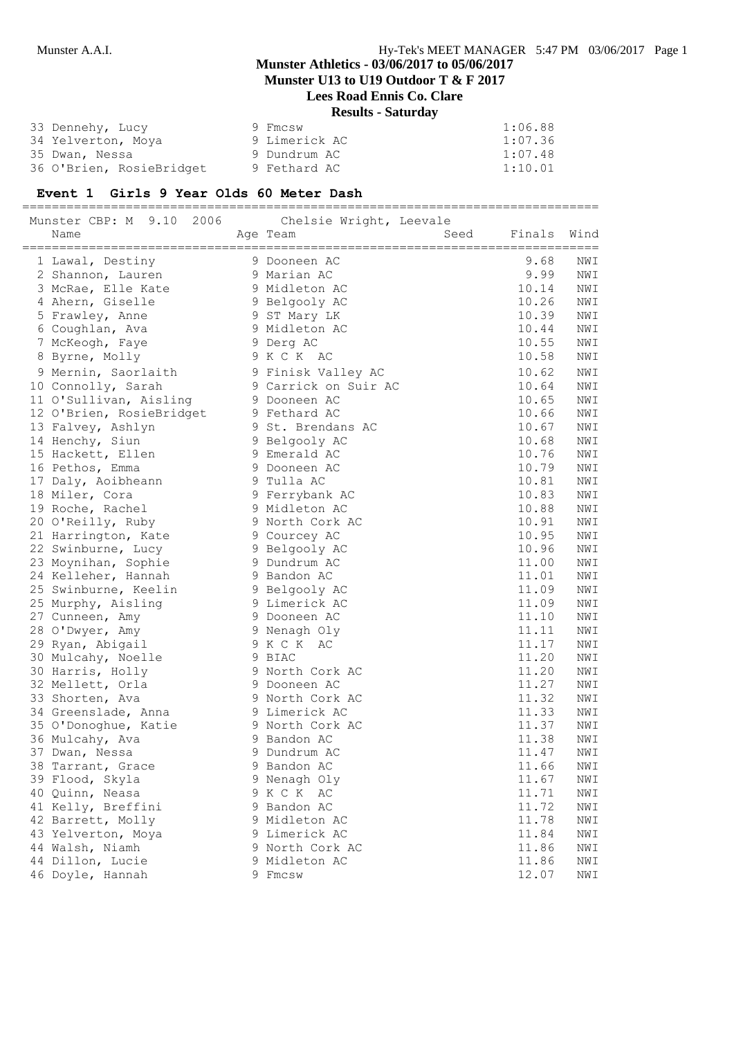# Munster Athletics - 03/06/2017 to 05/06/2017

## Munster U13 to U19 Outdoor T & F 2017

## Lees Road Ennis Co. Clare

## Results - Saturday

| | | | |
|---|---|---|---|
| 33 | Dennehy, Lucy | 9 Fmcsw | 1:06.88 |
| 34 | Yelverton, Moya | 9 Limerick AC | 1:07.36 |
| 35 | Dwan, Nessa | 9 Dundrum AC | 1:07.48 |
| 36 | O'Brien, RosieBridget | 9 Fethard AC | 1:10.01 |

### Event 1 Girls 9 Year Olds 60 Meter Dash

Munster CBP: M 9.10 2006 Chelsie Wright, Leevale

| | Name | Age | Team | Seed | Finals | Wind |
|---|---|---|---|---|---|---|
| 1 | Lawal, Destiny | 9 | Dooneen AC | | 9.68 | NWI |
| 2 | Shannon, Lauren | 9 | Marian AC | | 9.99 | NWI |
| 3 | McRae, Elle Kate | 9 | Midleton AC | | 10.14 | NWI |
| 4 | Ahern, Giselle | 9 | Belgooly AC | | 10.26 | NWI |
| 5 | Frawley, Anne | 9 | ST Mary LK | | 10.39 | NWI |
| 6 | Coughlan, Ava | 9 | Midleton AC | | 10.44 | NWI |
| 7 | McKeogh, Faye | 9 | Derg AC | | 10.55 | NWI |
| 8 | Byrne, Molly | 9 | K C K AC | | 10.58 | NWI |
| 9 | Mernin, Saorlaith | 9 | Finisk Valley AC | | 10.62 | NWI |
| 10 | Connolly, Sarah | 9 | Carrick on Suir AC | | 10.64 | NWI |
| 11 | O'Sullivan, Aisling | 9 | Dooneen AC | | 10.65 | NWI |
| 12 | O'Brien, RosieBridget | 9 | Fethard AC | | 10.66 | NWI |
| 13 | Falvey, Ashlyn | 9 | St. Brendans AC | | 10.67 | NWI |
| 14 | Henchy, Siun | 9 | Belgooly AC | | 10.68 | NWI |
| 15 | Hackett, Ellen | 9 | Emerald AC | | 10.76 | NWI |
| 16 | Pethos, Emma | 9 | Dooneen AC | | 10.79 | NWI |
| 17 | Daly, Aoibheann | 9 | Tulla AC | | 10.81 | NWI |
| 18 | Miler, Cora | 9 | Ferrybank AC | | 10.83 | NWI |
| 19 | Roche, Rachel | 9 | Midleton AC | | 10.88 | NWI |
| 20 | O'Reilly, Ruby | 9 | North Cork AC | | 10.91 | NWI |
| 21 | Harrington, Kate | 9 | Courcey AC | | 10.95 | NWI |
| 22 | Swinburne, Lucy | 9 | Belgooly AC | | 10.96 | NWI |
| 23 | Moynihan, Sophie | 9 | Dundrum AC | | 11.00 | NWI |
| 24 | Kelleher, Hannah | 9 | Bandon AC | | 11.01 | NWI |
| 25 | Swinburne, Keelin | 9 | Belgooly AC | | 11.09 | NWI |
| 25 | Murphy, Aisling | 9 | Limerick AC | | 11.09 | NWI |
| 27 | Cunneen, Amy | 9 | Dooneen AC | | 11.10 | NWI |
| 28 | O'Dwyer, Amy | 9 | Nenagh Oly | | 11.11 | NWI |
| 29 | Ryan, Abigail | 9 | K C K AC | | 11.17 | NWI |
| 30 | Mulcahy, Noelle | 9 | BIAC | | 11.20 | NWI |
| 30 | Harris, Holly | 9 | North Cork AC | | 11.20 | NWI |
| 32 | Mellett, Orla | 9 | Dooneen AC | | 11.27 | NWI |
| 33 | Shorten, Ava | 9 | North Cork AC | | 11.32 | NWI |
| 34 | Greenslade, Anna | 9 | Limerick AC | | 11.33 | NWI |
| 35 | O'Donoghue, Katie | 9 | North Cork AC | | 11.37 | NWI |
| 36 | Mulcahy, Ava | 9 | Bandon AC | | 11.38 | NWI |
| 37 | Dwan, Nessa | 9 | Dundrum AC | | 11.47 | NWI |
| 38 | Tarrant, Grace | 9 | Bandon AC | | 11.66 | NWI |
| 39 | Flood, Skyla | 9 | Nenagh Oly | | 11.67 | NWI |
| 40 | Quinn, Neasa | 9 | K C K AC | | 11.71 | NWI |
| 41 | Kelly, Breffini | 9 | Bandon AC | | 11.72 | NWI |
| 42 | Barrett, Molly | 9 | Midleton AC | | 11.78 | NWI |
| 43 | Yelverton, Moya | 9 | Limerick AC | | 11.84 | NWI |
| 44 | Walsh, Niamh | 9 | North Cork AC | | 11.86 | NWI |
| 44 | Dillon, Lucie | 9 | Midleton AC | | 11.86 | NWI |
| 46 | Doyle, Hannah | 9 | Fmcsw | | 12.07 | NWI |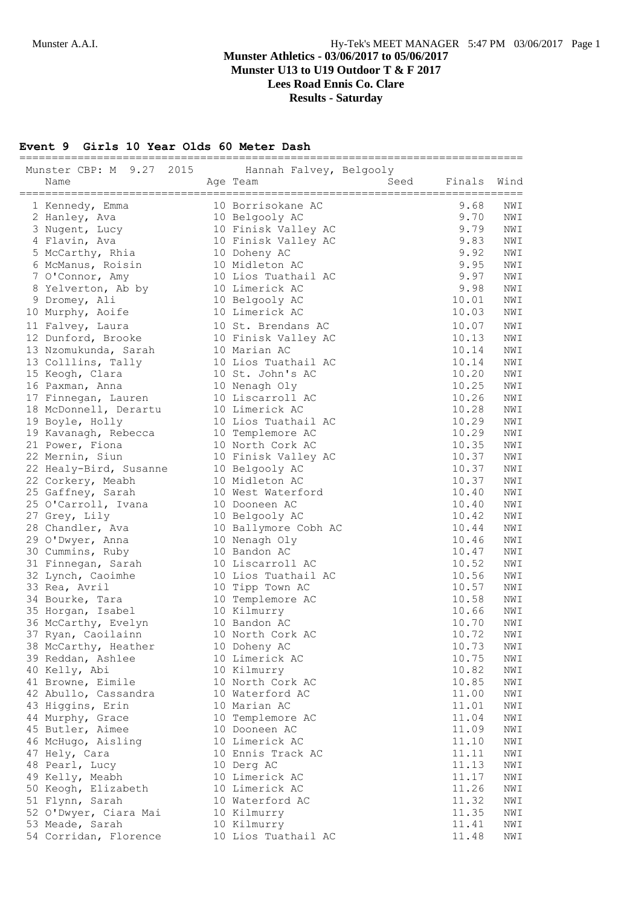# Munster Athletics - 03/06/2017 to 05/06/2017
## Munster U13 to U19 Outdoor T & F 2017
## Lees Road Ennis Co. Clare
## Results - Saturday

### Event 9 Girls 10 Year Olds 60 Meter Dash

Munster CBP: M 9.27 2015 Hannah Falvey, Belgooly

| | Name | Age | Team | Seed | Finals | Wind |
|---|---|---|---|---|---|---|
| 1 | Kennedy, Emma | 10 | Borrisokane AC | | 9.68 | NWI |
| 2 | Hanley, Ava | 10 | Belgooly AC | | 9.70 | NWI |
| 3 | Nugent, Lucy | 10 | Finisk Valley AC | | 9.79 | NWI |
| 4 | Flavin, Ava | 10 | Finisk Valley AC | | 9.83 | NWI |
| 5 | McCarthy, Rhia | 10 | Doheny AC | | 9.92 | NWI |
| 6 | McManus, Roisin | 10 | Midleton AC | | 9.95 | NWI |
| 7 | O'Connor, Amy | 10 | Lios Tuathail AC | | 9.97 | NWI |
| 8 | Yelverton, Ab by | 10 | Limerick AC | | 9.98 | NWI |
| 9 | Dromey, Ali | 10 | Belgooly AC | | 10.01 | NWI |
| 10 | Murphy, Aoife | 10 | Limerick AC | | 10.03 | NWI |
| 11 | Falvey, Laura | 10 | St. Brendans AC | | 10.07 | NWI |
| 12 | Dunford, Brooke | 10 | Finisk Valley AC | | 10.13 | NWI |
| 13 | Nzomukunda, Sarah | 10 | Marian AC | | 10.14 | NWI |
| 13 | Colllins, Tally | 10 | Lios Tuathail AC | | 10.14 | NWI |
| 15 | Keogh, Clara | 10 | St. John's AC | | 10.20 | NWI |
| 16 | Paxman, Anna | 10 | Nenagh Oly | | 10.25 | NWI |
| 17 | Finnegan, Lauren | 10 | Liscarroll AC | | 10.26 | NWI |
| 18 | McDonnell, Derartu | 10 | Limerick AC | | 10.28 | NWI |
| 19 | Boyle, Holly | 10 | Lios Tuathail AC | | 10.29 | NWI |
| 19 | Kavanagh, Rebecca | 10 | Templemore AC | | 10.29 | NWI |
| 21 | Power, Fiona | 10 | North Cork AC | | 10.35 | NWI |
| 22 | Mernin, Siun | 10 | Finisk Valley AC | | 10.37 | NWI |
| 22 | Healy-Bird, Susanne | 10 | Belgooly AC | | 10.37 | NWI |
| 22 | Corkery, Meabh | 10 | Midleton AC | | 10.37 | NWI |
| 25 | Gaffney, Sarah | 10 | West Waterford | | 10.40 | NWI |
| 25 | O'Carroll, Ivana | 10 | Dooneen AC | | 10.40 | NWI |
| 27 | Grey, Lily | 10 | Belgooly AC | | 10.42 | NWI |
| 28 | Chandler, Ava | 10 | Ballymore Cobh AC | | 10.44 | NWI |
| 29 | O'Dwyer, Anna | 10 | Nenagh Oly | | 10.46 | NWI |
| 30 | Cummins, Ruby | 10 | Bandon AC | | 10.47 | NWI |
| 31 | Finnegan, Sarah | 10 | Liscarroll AC | | 10.52 | NWI |
| 32 | Lynch, Caoimhe | 10 | Lios Tuathail AC | | 10.56 | NWI |
| 33 | Rea, Avril | 10 | Tipp Town AC | | 10.57 | NWI |
| 34 | Bourke, Tara | 10 | Templemore AC | | 10.58 | NWI |
| 35 | Horgan, Isabel | 10 | Kilmurry | | 10.66 | NWI |
| 36 | McCarthy, Evelyn | 10 | Bandon AC | | 10.70 | NWI |
| 37 | Ryan, Caoilainn | 10 | North Cork AC | | 10.72 | NWI |
| 38 | McCarthy, Heather | 10 | Doheny AC | | 10.73 | NWI |
| 39 | Reddan, Ashlee | 10 | Limerick AC | | 10.75 | NWI |
| 40 | Kelly, Abi | 10 | Kilmurry | | 10.82 | NWI |
| 41 | Browne, Eimile | 10 | North Cork AC | | 10.85 | NWI |
| 42 | Abullo, Cassandra | 10 | Waterford AC | | 11.00 | NWI |
| 43 | Higgins, Erin | 10 | Marian AC | | 11.01 | NWI |
| 44 | Murphy, Grace | 10 | Templemore AC | | 11.04 | NWI |
| 45 | Butler, Aimee | 10 | Dooneen AC | | 11.09 | NWI |
| 46 | McHugo, Aisling | 10 | Limerick AC | | 11.10 | NWI |
| 47 | Hely, Cara | 10 | Ennis Track AC | | 11.11 | NWI |
| 48 | Pearl, Lucy | 10 | Derg AC | | 11.13 | NWI |
| 49 | Kelly, Meabh | 10 | Limerick AC | | 11.17 | NWI |
| 50 | Keogh, Elizabeth | 10 | Limerick AC | | 11.26 | NWI |
| 51 | Flynn, Sarah | 10 | Waterford AC | | 11.32 | NWI |
| 52 | O'Dwyer, Ciara Mai | 10 | Kilmurry | | 11.35 | NWI |
| 53 | Meade, Sarah | 10 | Kilmurry | | 11.41 | NWI |
| 54 | Corridan, Florence | 10 | Lios Tuathail AC | | 11.48 | NWI |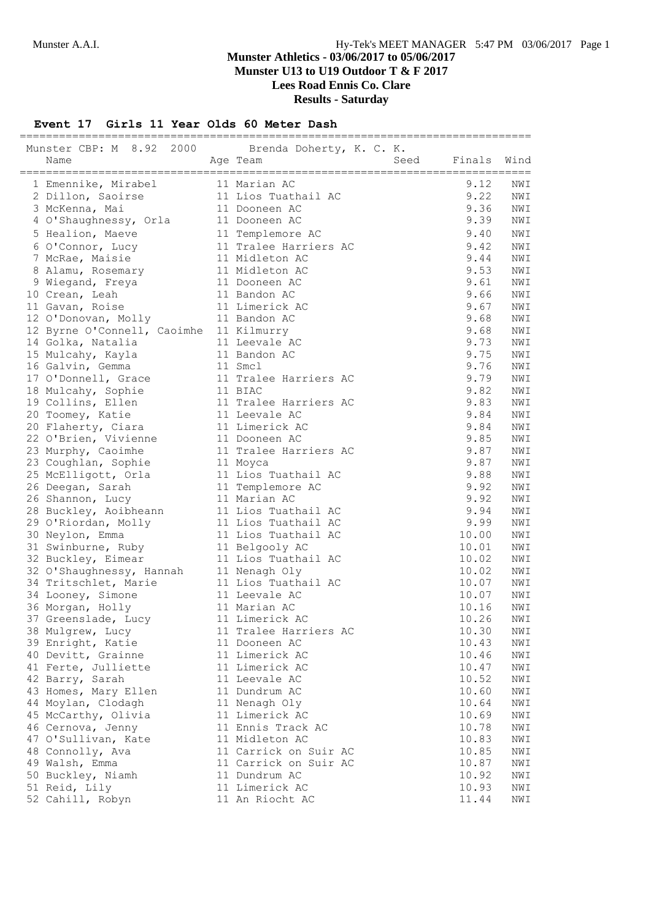**Munster Athletics - 03/06/2017 to 05/06/2017**
**Munster U13 to U19 Outdoor T & F 2017**
**Lees Road Ennis Co. Clare**
**Results - Saturday**

### Event 17 Girls 11 Year Olds 60 Meter Dash

Munster CBP: M 8.92 2000 Brenda Doherty, K. C. K.

| | Name | Age | Team | Seed | Finals | Wind |
|---|---|---|---|---|---|---|
| 1 | Emennike, Mirabel | 11 | Marian AC | | 9.12 | NWI |
| 2 | Dillon, Saoirse | 11 | Lios Tuathail AC | | 9.22 | NWI |
| 3 | McKenna, Mai | 11 | Dooneen AC | | 9.36 | NWI |
| 4 | O'Shaughnessy, Orla | 11 | Dooneen AC | | 9.39 | NWI |
| 5 | Healion, Maeve | 11 | Templemore AC | | 9.40 | NWI |
| 6 | O'Connor, Lucy | 11 | Tralee Harriers AC | | 9.42 | NWI |
| 7 | McRae, Maisie | 11 | Midleton AC | | 9.44 | NWI |
| 8 | Alamu, Rosemary | 11 | Midleton AC | | 9.53 | NWI |
| 9 | Wiegand, Freya | 11 | Dooneen AC | | 9.61 | NWI |
| 10 | Crean, Leah | 11 | Bandon AC | | 9.66 | NWI |
| 11 | Gavan, Roise | 11 | Limerick AC | | 9.67 | NWI |
| 12 | O'Donovan, Molly | 11 | Bandon AC | | 9.68 | NWI |
| 12 | Byrne O'Connell, Caoimhe | 11 | Kilmurry | | 9.68 | NWI |
| 14 | Golka, Natalia | 11 | Leevale AC | | 9.73 | NWI |
| 15 | Mulcahy, Kayla | 11 | Bandon AC | | 9.75 | NWI |
| 16 | Galvin, Gemma | 11 | Smcl | | 9.76 | NWI |
| 17 | O'Donnell, Grace | 11 | Tralee Harriers AC | | 9.79 | NWI |
| 18 | Mulcahy, Sophie | 11 | BIAC | | 9.82 | NWI |
| 19 | Collins, Ellen | 11 | Tralee Harriers AC | | 9.83 | NWI |
| 20 | Toomey, Katie | 11 | Leevale AC | | 9.84 | NWI |
| 20 | Flaherty, Ciara | 11 | Limerick AC | | 9.84 | NWI |
| 22 | O'Brien, Vivienne | 11 | Dooneen AC | | 9.85 | NWI |
| 23 | Murphy, Caoimhe | 11 | Tralee Harriers AC | | 9.87 | NWI |
| 23 | Coughlan, Sophie | 11 | Moyca | | 9.87 | NWI |
| 25 | McElligott, Orla | 11 | Lios Tuathail AC | | 9.88 | NWI |
| 26 | Deegan, Sarah | 11 | Templemore AC | | 9.92 | NWI |
| 26 | Shannon, Lucy | 11 | Marian AC | | 9.92 | NWI |
| 28 | Buckley, Aoibheann | 11 | Lios Tuathail AC | | 9.94 | NWI |
| 29 | O'Riordan, Molly | 11 | Lios Tuathail AC | | 9.99 | NWI |
| 30 | Neylon, Emma | 11 | Lios Tuathail AC | | 10.00 | NWI |
| 31 | Swinburne, Ruby | 11 | Belgooly AC | | 10.01 | NWI |
| 32 | Buckley, Eimear | 11 | Lios Tuathail AC | | 10.02 | NWI |
| 32 | O'Shaughnessy, Hannah | 11 | Nenagh Oly | | 10.02 | NWI |
| 34 | Tritschlet, Marie | 11 | Lios Tuathail AC | | 10.07 | NWI |
| 34 | Looney, Simone | 11 | Leevale AC | | 10.07 | NWI |
| 36 | Morgan, Holly | 11 | Marian AC | | 10.16 | NWI |
| 37 | Greenslade, Lucy | 11 | Limerick AC | | 10.26 | NWI |
| 38 | Mulgrew, Lucy | 11 | Tralee Harriers AC | | 10.30 | NWI |
| 39 | Enright, Katie | 11 | Dooneen AC | | 10.43 | NWI |
| 40 | Devitt, Grainne | 11 | Limerick AC | | 10.46 | NWI |
| 41 | Ferte, Julliette | 11 | Limerick AC | | 10.47 | NWI |
| 42 | Barry, Sarah | 11 | Leevale AC | | 10.52 | NWI |
| 43 | Homes, Mary Ellen | 11 | Dundrum AC | | 10.60 | NWI |
| 44 | Moylan, Clodagh | 11 | Nenagh Oly | | 10.64 | NWI |
| 45 | McCarthy, Olivia | 11 | Limerick AC | | 10.69 | NWI |
| 46 | Cernova, Jenny | 11 | Ennis Track AC | | 10.78 | NWI |
| 47 | O'Sullivan, Kate | 11 | Midleton AC | | 10.83 | NWI |
| 48 | Connolly, Ava | 11 | Carrick on Suir AC | | 10.85 | NWI |
| 49 | Walsh, Emma | 11 | Carrick on Suir AC | | 10.87 | NWI |
| 50 | Buckley, Niamh | 11 | Dundrum AC | | 10.92 | NWI |
| 51 | Reid, Lily | 11 | Limerick AC | | 10.93 | NWI |
| 52 | Cahill, Robyn | 11 | An Riocht AC | | 11.44 | NWI |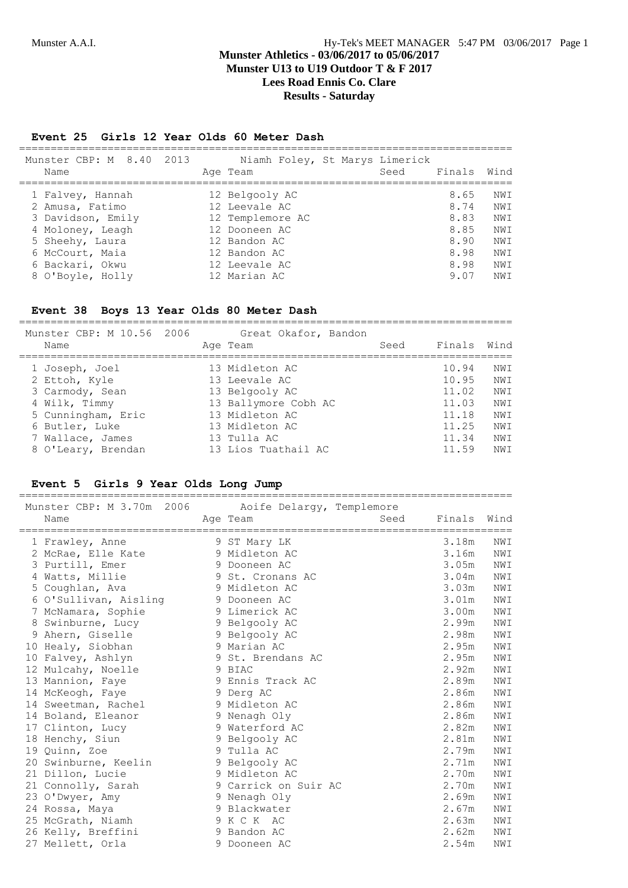**Munster Athletics - 03/06/2017 to 05/06/2017**
**Munster U13 to U19 Outdoor T & F 2017**
**Lees Road Ennis Co. Clare**
**Results - Saturday**

### Event 25 Girls 12 Year Olds 60 Meter Dash

Munster CBP: M 8.40 2013 Niamh Foley, St Marys Limerick

| | Name | Age | Team | Seed | Finals | Wind |
|---|---|---|---|---|---|---|
| 1 | Falvey, Hannah | 12 | Belgooly AC | | 8.65 | NWI |
| 2 | Amusa, Fatimo | 12 | Leevale AC | | 8.74 | NWI |
| 3 | Davidson, Emily | 12 | Templemore AC | | 8.83 | NWI |
| 4 | Moloney, Leagh | 12 | Dooneen AC | | 8.85 | NWI |
| 5 | Sheehy, Laura | 12 | Bandon AC | | 8.90 | NWI |
| 6 | McCourt, Maia | 12 | Bandon AC | | 8.98 | NWI |
| 6 | Backari, Okwu | 12 | Leevale AC | | 8.98 | NWI |
| 8 | O'Boyle, Holly | 12 | Marian AC | | 9.07 | NWI |

### Event 38 Boys 13 Year Olds 80 Meter Dash

Munster CBP: M 10.56 2006 Great Okafor, Bandon

| | Name | Age | Team | Seed | Finals | Wind |
|---|---|---|---|---|---|---|
| 1 | Joseph, Joel | 13 | Midleton AC | | 10.94 | NWI |
| 2 | Ettoh, Kyle | 13 | Leevale AC | | 10.95 | NWI |
| 3 | Carmody, Sean | 13 | Belgooly AC | | 11.02 | NWI |
| 4 | Wilk, Timmy | 13 | Ballymore Cobh AC | | 11.03 | NWI |
| 5 | Cunningham, Eric | 13 | Midleton AC | | 11.18 | NWI |
| 6 | Butler, Luke | 13 | Midleton AC | | 11.25 | NWI |
| 7 | Wallace, James | 13 | Tulla AC | | 11.34 | NWI |
| 8 | O'Leary, Brendan | 13 | Lios Tuathail AC | | 11.59 | NWI |

### Event 5 Girls 9 Year Olds Long Jump

Munster CBP: M 3.70m 2006 Aoife Delargy, Templemore

| | Name | Age | Team | Seed | Finals | Wind |
|---|---|---|---|---|---|---|
| 1 | Frawley, Anne | 9 | ST Mary LK | | 3.18m | NWI |
| 2 | McRae, Elle Kate | 9 | Midleton AC | | 3.16m | NWI |
| 3 | Purtill, Emer | 9 | Dooneen AC | | 3.05m | NWI |
| 4 | Watts, Millie | 9 | St. Cronans AC | | 3.04m | NWI |
| 5 | Coughlan, Ava | 9 | Midleton AC | | 3.03m | NWI |
| 6 | O'Sullivan, Aisling | 9 | Dooneen AC | | 3.01m | NWI |
| 7 | McNamara, Sophie | 9 | Limerick AC | | 3.00m | NWI |
| 8 | Swinburne, Lucy | 9 | Belgooly AC | | 2.99m | NWI |
| 9 | Ahern, Giselle | 9 | Belgooly AC | | 2.98m | NWI |
| 10 | Healy, Siobhan | 9 | Marian AC | | 2.95m | NWI |
| 10 | Falvey, Ashlyn | 9 | St. Brendans AC | | 2.95m | NWI |
| 12 | Mulcahy, Noelle | 9 | BIAC | | 2.92m | NWI |
| 13 | Mannion, Faye | 9 | Ennis Track AC | | 2.89m | NWI |
| 14 | McKeogh, Faye | 9 | Derg AC | | 2.86m | NWI |
| 14 | Sweetman, Rachel | 9 | Midleton AC | | 2.86m | NWI |
| 14 | Boland, Eleanor | 9 | Nenagh Oly | | 2.86m | NWI |
| 17 | Clinton, Lucy | 9 | Waterford AC | | 2.82m | NWI |
| 18 | Henchy, Siun | 9 | Belgooly AC | | 2.81m | NWI |
| 19 | Quinn, Zoe | 9 | Tulla AC | | 2.79m | NWI |
| 20 | Swinburne, Keelin | 9 | Belgooly AC | | 2.71m | NWI |
| 21 | Dillon, Lucie | 9 | Midleton AC | | 2.70m | NWI |
| 21 | Connolly, Sarah | 9 | Carrick on Suir AC | | 2.70m | NWI |
| 23 | O'Dwyer, Amy | 9 | Nenagh Oly | | 2.69m | NWI |
| 24 | Rossa, Maya | 9 | Blackwater | | 2.67m | NWI |
| 25 | McGrath, Niamh | 9 | K C K AC | | 2.63m | NWI |
| 26 | Kelly, Breffini | 9 | Bandon AC | | 2.62m | NWI |
| 27 | Mellett, Orla | 9 | Dooneen AC | | 2.54m | NWI |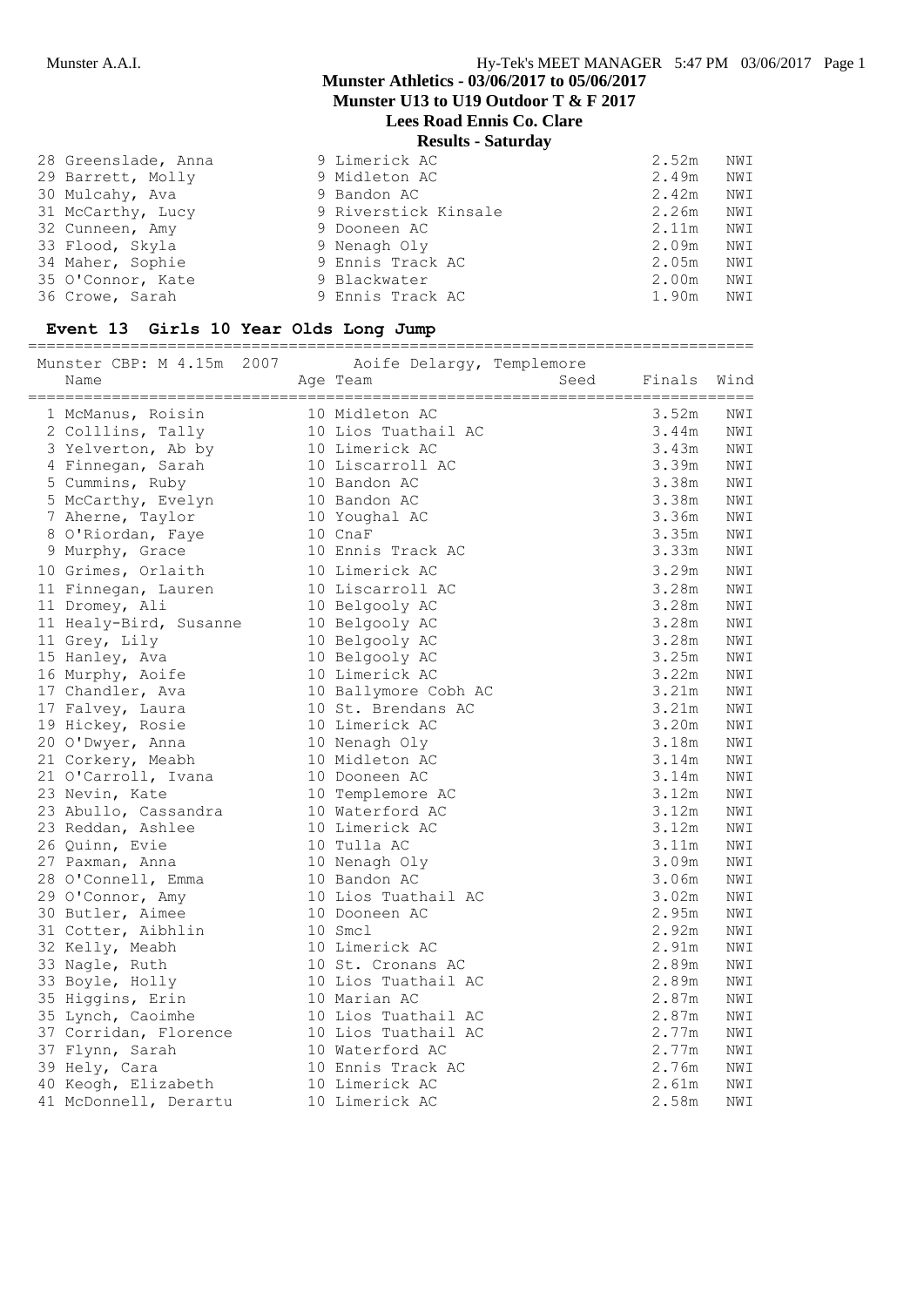# Munster Athletics - 03/06/2017 to 05/06/2017
## Munster U13 to U19 Outdoor T & F 2017
### Lees Road Ennis Co. Clare
### Results - Saturday

| Place | Name | Age | Team | Finals | Wind |
|---|---|---|---|---|---|
| 28 | Greenslade, Anna | 9 | Limerick AC | 2.52m | NWI |
| 29 | Barrett, Molly | 9 | Midleton AC | 2.49m | NWI |
| 30 | Mulcahy, Ava | 9 | Bandon AC | 2.42m | NWI |
| 31 | McCarthy, Lucy | 9 | Riverstick Kinsale | 2.26m | NWI |
| 32 | Cunneen, Amy | 9 | Dooneen AC | 2.11m | NWI |
| 33 | Flood, Skyla | 9 | Nenagh Oly | 2.09m | NWI |
| 34 | Maher, Sophie | 9 | Ennis Track AC | 2.05m | NWI |
| 35 | O'Connor, Kate | 9 | Blackwater | 2.00m | NWI |
| 36 | Crowe, Sarah | 9 | Ennis Track AC | 1.90m | NWI |

### Event 13 Girls 10 Year Olds Long Jump

Munster CBP: M 4.15m 2007 Aoife Delargy, Templemore

| Place | Name | Age | Team | Seed | Finals | Wind |
|---|---|---|---|---|---|---|
| 1 | McManus, Roisin | 10 | Midleton AC | | 3.52m | NWI |
| 2 | Colllins, Tally | 10 | Lios Tuathail AC | | 3.44m | NWI |
| 3 | Yelverton, Ab by | 10 | Limerick AC | | 3.43m | NWI |
| 4 | Finnegan, Sarah | 10 | Liscarroll AC | | 3.39m | NWI |
| 5 | Cummins, Ruby | 10 | Bandon AC | | 3.38m | NWI |
| 5 | McCarthy, Evelyn | 10 | Bandon AC | | 3.38m | NWI |
| 7 | Aherne, Taylor | 10 | Youghal AC | | 3.36m | NWI |
| 8 | O'Riordan, Faye | 10 | CnaF | | 3.35m | NWI |
| 9 | Murphy, Grace | 10 | Ennis Track AC | | 3.33m | NWI |
| 10 | Grimes, Orlaith | 10 | Limerick AC | | 3.29m | NWI |
| 11 | Finnegan, Lauren | 10 | Liscarroll AC | | 3.28m | NWI |
| 11 | Dromey, Ali | 10 | Belgooly AC | | 3.28m | NWI |
| 11 | Healy-Bird, Susanne | 10 | Belgooly AC | | 3.28m | NWI |
| 11 | Grey, Lily | 10 | Belgooly AC | | 3.28m | NWI |
| 15 | Hanley, Ava | 10 | Belgooly AC | | 3.25m | NWI |
| 16 | Murphy, Aoife | 10 | Limerick AC | | 3.22m | NWI |
| 17 | Chandler, Ava | 10 | Ballymore Cobh AC | | 3.21m | NWI |
| 17 | Falvey, Laura | 10 | St. Brendans AC | | 3.21m | NWI |
| 19 | Hickey, Rosie | 10 | Limerick AC | | 3.20m | NWI |
| 20 | O'Dwyer, Anna | 10 | Nenagh Oly | | 3.18m | NWI |
| 21 | Corkery, Meabh | 10 | Midleton AC | | 3.14m | NWI |
| 21 | O'Carroll, Ivana | 10 | Dooneen AC | | 3.14m | NWI |
| 23 | Nevin, Kate | 10 | Templemore AC | | 3.12m | NWI |
| 23 | Abullo, Cassandra | 10 | Waterford AC | | 3.12m | NWI |
| 23 | Reddan, Ashlee | 10 | Limerick AC | | 3.12m | NWI |
| 26 | Quinn, Evie | 10 | Tulla AC | | 3.11m | NWI |
| 27 | Paxman, Anna | 10 | Nenagh Oly | | 3.09m | NWI |
| 28 | O'Connell, Emma | 10 | Bandon AC | | 3.06m | NWI |
| 29 | O'Connor, Amy | 10 | Lios Tuathail AC | | 3.02m | NWI |
| 30 | Butler, Aimee | 10 | Dooneen AC | | 2.95m | NWI |
| 31 | Cotter, Aibhlin | 10 | Smcl | | 2.92m | NWI |
| 32 | Kelly, Meabh | 10 | Limerick AC | | 2.91m | NWI |
| 33 | Nagle, Ruth | 10 | St. Cronans AC | | 2.89m | NWI |
| 33 | Boyle, Holly | 10 | Lios Tuathail AC | | 2.89m | NWI |
| 35 | Higgins, Erin | 10 | Marian AC | | 2.87m | NWI |
| 35 | Lynch, Caoimhe | 10 | Lios Tuathail AC | | 2.87m | NWI |
| 37 | Corridan, Florence | 10 | Lios Tuathail AC | | 2.77m | NWI |
| 37 | Flynn, Sarah | 10 | Waterford AC | | 2.77m | NWI |
| 39 | Hely, Cara | 10 | Ennis Track AC | | 2.76m | NWI |
| 40 | Keogh, Elizabeth | 10 | Limerick AC | | 2.61m | NWI |
| 41 | McDonnell, Derartu | 10 | Limerick AC | | 2.58m | NWI |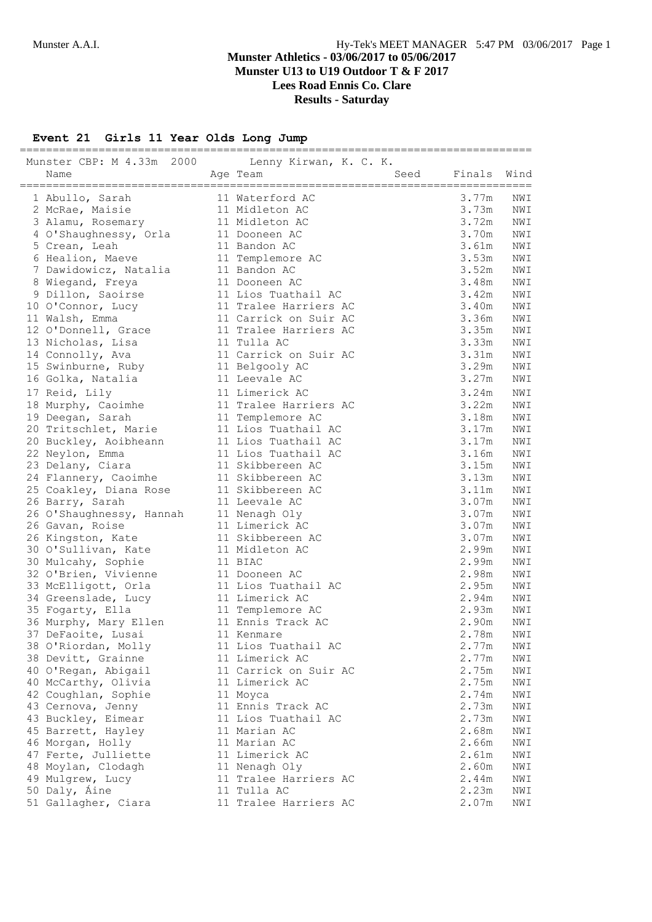# Munster Athletics - 03/06/2017 to 05/06/2017
## Munster U13 to U19 Outdoor T & F 2017
## Lees Road Ennis Co. Clare
## Results - Saturday

### Event 21 Girls 11 Year Olds Long Jump

Munster CBP: M 4.33m 2000 Lenny Kirwan, K. C. K.

| | Name | Age | Team | Seed | Finals | Wind |
|---|---|---|---|---|---|---|
| 1 | Abullo, Sarah | 11 | Waterford AC | | 3.77m | NWI |
| 2 | McRae, Maisie | 11 | Midleton AC | | 3.73m | NWI |
| 3 | Alamu, Rosemary | 11 | Midleton AC | | 3.72m | NWI |
| 4 | O'Shaughnessy, Orla | 11 | Dooneen AC | | 3.70m | NWI |
| 5 | Crean, Leah | 11 | Bandon AC | | 3.61m | NWI |
| 6 | Healion, Maeve | 11 | Templemore AC | | 3.53m | NWI |
| 7 | Dawidowicz, Natalia | 11 | Bandon AC | | 3.52m | NWI |
| 8 | Wiegand, Freya | 11 | Dooneen AC | | 3.48m | NWI |
| 9 | Dillon, Saoirse | 11 | Lios Tuathail AC | | 3.42m | NWI |
| 10 | O'Connor, Lucy | 11 | Tralee Harriers AC | | 3.40m | NWI |
| 11 | Walsh, Emma | 11 | Carrick on Suir AC | | 3.36m | NWI |
| 12 | O'Donnell, Grace | 11 | Tralee Harriers AC | | 3.35m | NWI |
| 13 | Nicholas, Lisa | 11 | Tulla AC | | 3.33m | NWI |
| 14 | Connolly, Ava | 11 | Carrick on Suir AC | | 3.31m | NWI |
| 15 | Swinburne, Ruby | 11 | Belgooly AC | | 3.29m | NWI |
| 16 | Golka, Natalia | 11 | Leevale AC | | 3.27m | NWI |
| 17 | Reid, Lily | 11 | Limerick AC | | 3.24m | NWI |
| 18 | Murphy, Caoimhe | 11 | Tralee Harriers AC | | 3.22m | NWI |
| 19 | Deegan, Sarah | 11 | Templemore AC | | 3.18m | NWI |
| 20 | Tritschlet, Marie | 11 | Lios Tuathail AC | | 3.17m | NWI |
| 20 | Buckley, Aoibheann | 11 | Lios Tuathail AC | | 3.17m | NWI |
| 22 | Neylon, Emma | 11 | Lios Tuathail AC | | 3.16m | NWI |
| 23 | Delany, Ciara | 11 | Skibbereen AC | | 3.15m | NWI |
| 24 | Flannery, Caoimhe | 11 | Skibbereen AC | | 3.13m | NWI |
| 25 | Coakley, Diana Rose | 11 | Skibbereen AC | | 3.11m | NWI |
| 26 | Barry, Sarah | 11 | Leevale AC | | 3.07m | NWI |
| 26 | O'Shaughnessy, Hannah | 11 | Nenagh Oly | | 3.07m | NWI |
| 26 | Gavan, Roise | 11 | Limerick AC | | 3.07m | NWI |
| 26 | Kingston, Kate | 11 | Skibbereen AC | | 3.07m | NWI |
| 30 | O'Sullivan, Kate | 11 | Midleton AC | | 2.99m | NWI |
| 30 | Mulcahy, Sophie | 11 | BIAC | | 2.99m | NWI |
| 32 | O'Brien, Vivienne | 11 | Dooneen AC | | 2.98m | NWI |
| 33 | McElligott, Orla | 11 | Lios Tuathail AC | | 2.95m | NWI |
| 34 | Greenslade, Lucy | 11 | Limerick AC | | 2.94m | NWI |
| 35 | Fogarty, Ella | 11 | Templemore AC | | 2.93m | NWI |
| 36 | Murphy, Mary Ellen | 11 | Ennis Track AC | | 2.90m | NWI |
| 37 | DeFaoite, Lusai | 11 | Kenmare | | 2.78m | NWI |
| 38 | O'Riordan, Molly | 11 | Lios Tuathail AC | | 2.77m | NWI |
| 38 | Devitt, Grainne | 11 | Limerick AC | | 2.77m | NWI |
| 40 | O'Regan, Abigail | 11 | Carrick on Suir AC | | 2.75m | NWI |
| 40 | McCarthy, Olivia | 11 | Limerick AC | | 2.75m | NWI |
| 42 | Coughlan, Sophie | 11 | Moyca | | 2.74m | NWI |
| 43 | Cernova, Jenny | 11 | Ennis Track AC | | 2.73m | NWI |
| 43 | Buckley, Eimear | 11 | Lios Tuathail AC | | 2.73m | NWI |
| 45 | Barrett, Hayley | 11 | Marian AC | | 2.68m | NWI |
| 46 | Morgan, Holly | 11 | Marian AC | | 2.66m | NWI |
| 47 | Ferte, Julliette | 11 | Limerick AC | | 2.61m | NWI |
| 48 | Moylan, Clodagh | 11 | Nenagh Oly | | 2.60m | NWI |
| 49 | Mulgrew, Lucy | 11 | Tralee Harriers AC | | 2.44m | NWI |
| 50 | Daly, Áine | 11 | Tulla AC | | 2.23m | NWI |
| 51 | Gallagher, Ciara | 11 | Tralee Harriers AC | | 2.07m | NWI |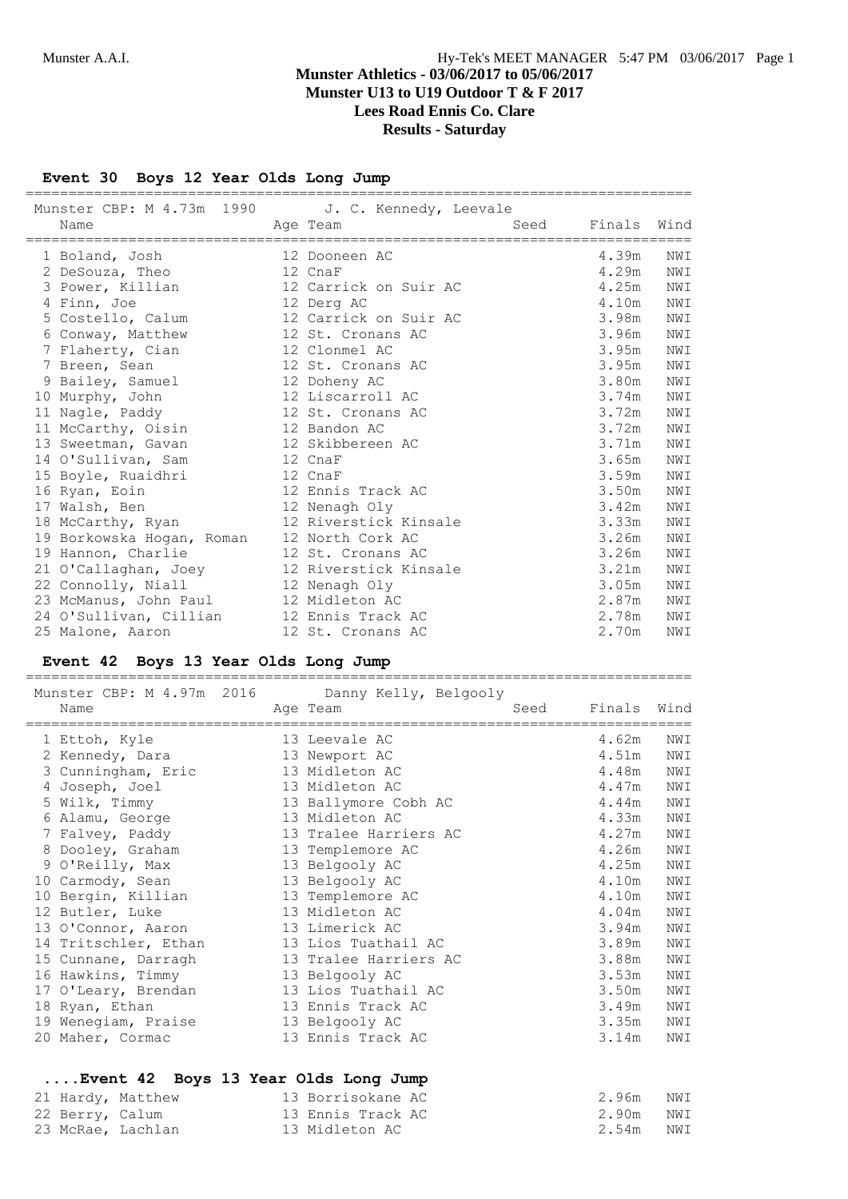## Munster Athletics - 03/06/2017 to 05/06/2017
## Munster U13 to U19 Outdoor T & F 2017
## Lees Road Ennis Co. Clare
## Results - Saturday

### Event 30 Boys 12 Year Olds Long Jump

Munster CBP: M 4.73m 1990 J. C. Kennedy, Leevale

| Name | Age | Team | Seed | Finals | Wind |
|---|---|---|---|---|---|
| 1 Boland, Josh | 12 | Dooneen AC | | 4.39m | NWI |
| 2 DeSouza, Theo | 12 | CnaF | | 4.29m | NWI |
| 3 Power, Killian | 12 | Carrick on Suir AC | | 4.25m | NWI |
| 4 Finn, Joe | 12 | Derg AC | | 4.10m | NWI |
| 5 Costello, Calum | 12 | Carrick on Suir AC | | 3.98m | NWI |
| 6 Conway, Matthew | 12 | St. Cronans AC | | 3.96m | NWI |
| 7 Flaherty, Cian | 12 | Clonmel AC | | 3.95m | NWI |
| 7 Breen, Sean | 12 | St. Cronans AC | | 3.95m | NWI |
| 9 Bailey, Samuel | 12 | Doheny AC | | 3.80m | NWI |
| 10 Murphy, John | 12 | Liscarroll AC | | 3.74m | NWI |
| 11 Nagle, Paddy | 12 | St. Cronans AC | | 3.72m | NWI |
| 11 McCarthy, Oisin | 12 | Bandon AC | | 3.72m | NWI |
| 13 Sweetman, Gavan | 12 | Skibbereen AC | | 3.71m | NWI |
| 14 O'Sullivan, Sam | 12 | CnaF | | 3.65m | NWI |
| 15 Boyle, Ruaidhri | 12 | CnaF | | 3.59m | NWI |
| 16 Ryan, Eoin | 12 | Ennis Track AC | | 3.50m | NWI |
| 17 Walsh, Ben | 12 | Nenagh Oly | | 3.42m | NWI |
| 18 McCarthy, Ryan | 12 | Riverstick Kinsale | | 3.33m | NWI |
| 19 Borkowska Hogan, Roman | 12 | North Cork AC | | 3.26m | NWI |
| 19 Hannon, Charlie | 12 | St. Cronans AC | | 3.26m | NWI |
| 21 O'Callaghan, Joey | 12 | Riverstick Kinsale | | 3.21m | NWI |
| 22 Connolly, Niall | 12 | Nenagh Oly | | 3.05m | NWI |
| 23 McManus, John Paul | 12 | Midleton AC | | 2.87m | NWI |
| 24 O'Sullivan, Cillian | 12 | Ennis Track AC | | 2.78m | NWI |
| 25 Malone, Aaron | 12 | St. Cronans AC | | 2.70m | NWI |

### Event 42 Boys 13 Year Olds Long Jump

Munster CBP: M 4.97m 2016 Danny Kelly, Belgooly

| Name | Age | Team | Seed | Finals | Wind |
|---|---|---|---|---|---|
| 1 Ettoh, Kyle | 13 | Leevale AC | | 4.62m | NWI |
| 2 Kennedy, Dara | 13 | Newport AC | | 4.51m | NWI |
| 3 Cunningham, Eric | 13 | Midleton AC | | 4.48m | NWI |
| 4 Joseph, Joel | 13 | Midleton AC | | 4.47m | NWI |
| 5 Wilk, Timmy | 13 | Ballymore Cobh AC | | 4.44m | NWI |
| 6 Alamu, George | 13 | Midleton AC | | 4.33m | NWI |
| 7 Falvey, Paddy | 13 | Tralee Harriers AC | | 4.27m | NWI |
| 8 Dooley, Graham | 13 | Templemore AC | | 4.26m | NWI |
| 9 O'Reilly, Max | 13 | Belgooly AC | | 4.25m | NWI |
| 10 Carmody, Sean | 13 | Belgooly AC | | 4.10m | NWI |
| 10 Bergin, Killian | 13 | Templemore AC | | 4.10m | NWI |
| 12 Butler, Luke | 13 | Midleton AC | | 4.04m | NWI |
| 13 O'Connor, Aaron | 13 | Limerick AC | | 3.94m | NWI |
| 14 Tritschler, Ethan | 13 | Lios Tuathail AC | | 3.89m | NWI |
| 15 Cunnane, Darragh | 13 | Tralee Harriers AC | | 3.88m | NWI |
| 16 Hawkins, Timmy | 13 | Belgooly AC | | 3.53m | NWI |
| 17 O'Leary, Brendan | 13 | Lios Tuathail AC | | 3.50m | NWI |
| 18 Ryan, Ethan | 13 | Ennis Track AC | | 3.49m | NWI |
| 19 Wenegiam, Praise | 13 | Belgooly AC | | 3.35m | NWI |
| 20 Maher, Cormac | 13 | Ennis Track AC | | 3.14m | NWI |
| 21 Hardy, Matthew | 13 | Borrisokane AC | | 2.96m | NWI |
| 22 Berry, Calum | 13 | Ennis Track AC | | 2.90m | NWI |
| 23 McRae, Lachlan | 13 | Midleton AC | | 2.54m | NWI |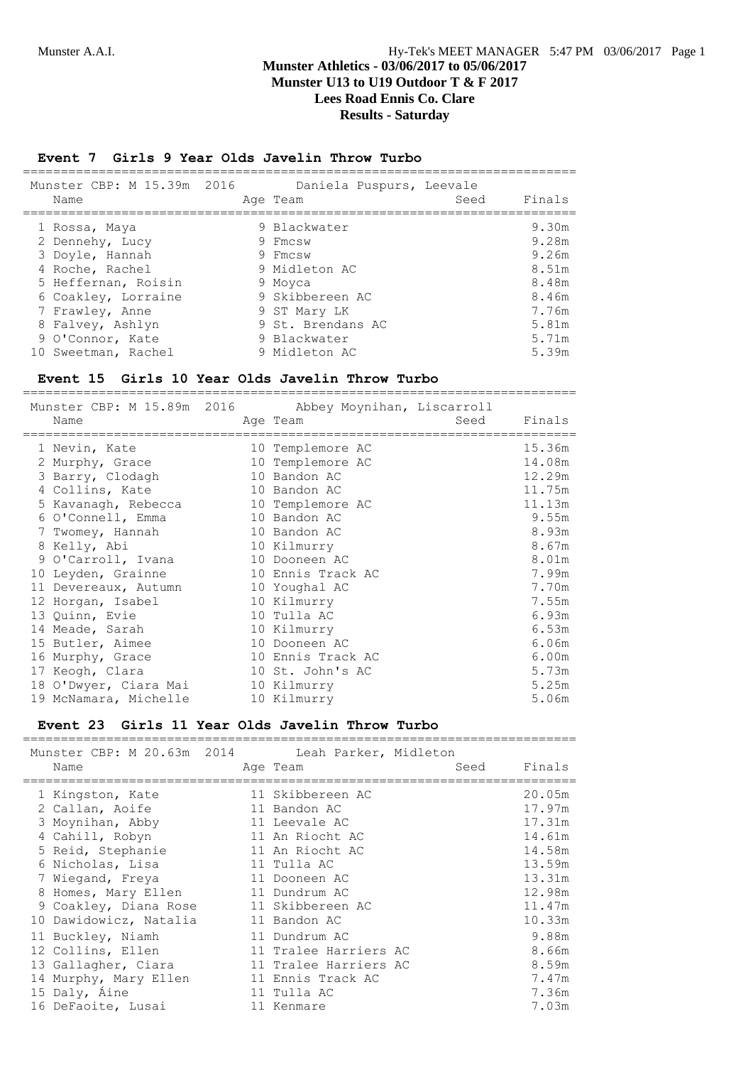# Munster Athletics - 03/06/2017 to 05/06/2017
## Munster U13 to U19 Outdoor T & F 2017
## Lees Road Ennis Co. Clare
## Results - Saturday

### Event 7 Girls 9 Year Olds Javelin Throw Turbo

Munster CBP: M 15.39m 2016 Daniela Puspurs, Leevale

| | Name | Age | Team | Seed | Finals |
|---|---|---|---|---|---|
| 1 | Rossa, Maya | 9 | Blackwater | | 9.30m |
| 2 | Dennehy, Lucy | 9 | Fmcsw | | 9.28m |
| 3 | Doyle, Hannah | 9 | Fmcsw | | 9.26m |
| 4 | Roche, Rachel | 9 | Midleton AC | | 8.51m |
| 5 | Heffernan, Roisin | 9 | Moyca | | 8.48m |
| 6 | Coakley, Lorraine | 9 | Skibbereen AC | | 8.46m |
| 7 | Frawley, Anne | 9 | ST Mary LK | | 7.76m |
| 8 | Falvey, Ashlyn | 9 | St. Brendans AC | | 5.81m |
| 9 | O'Connor, Kate | 9 | Blackwater | | 5.71m |
| 10 | Sweetman, Rachel | 9 | Midleton AC | | 5.39m |

### Event 15 Girls 10 Year Olds Javelin Throw Turbo

Munster CBP: M 15.89m 2016 Abbey Moynihan, Liscarroll

| | Name | Age | Team | Seed | Finals |
|---|---|---|---|---|---|
| 1 | Nevin, Kate | 10 | Templemore AC | | 15.36m |
| 2 | Murphy, Grace | 10 | Templemore AC | | 14.08m |
| 3 | Barry, Clodagh | 10 | Bandon AC | | 12.29m |
| 4 | Collins, Kate | 10 | Bandon AC | | 11.75m |
| 5 | Kavanagh, Rebecca | 10 | Templemore AC | | 11.13m |
| 6 | O'Connell, Emma | 10 | Bandon AC | | 9.55m |
| 7 | Twomey, Hannah | 10 | Bandon AC | | 8.93m |
| 8 | Kelly, Abi | 10 | Kilmurry | | 8.67m |
| 9 | O'Carroll, Ivana | 10 | Dooneen AC | | 8.01m |
| 10 | Leyden, Grainne | 10 | Ennis Track AC | | 7.99m |
| 11 | Devereaux, Autumn | 10 | Youghal AC | | 7.70m |
| 12 | Horgan, Isabel | 10 | Kilmurry | | 7.55m |
| 13 | Quinn, Evie | 10 | Tulla AC | | 6.93m |
| 14 | Meade, Sarah | 10 | Kilmurry | | 6.53m |
| 15 | Butler, Aimee | 10 | Dooneen AC | | 6.06m |
| 16 | Murphy, Grace | 10 | Ennis Track AC | | 6.00m |
| 17 | Keogh, Clara | 10 | St. John's AC | | 5.73m |
| 18 | O'Dwyer, Ciara Mai | 10 | Kilmurry | | 5.25m |
| 19 | McNamara, Michelle | 10 | Kilmurry | | 5.06m |

### Event 23 Girls 11 Year Olds Javelin Throw Turbo

Munster CBP: M 20.63m 2014 Leah Parker, Midleton

| | Name | Age | Team | Seed | Finals |
|---|---|---|---|---|---|
| 1 | Kingston, Kate | 11 | Skibbereen AC | | 20.05m |
| 2 | Callan, Aoife | 11 | Bandon AC | | 17.97m |
| 3 | Moynihan, Abby | 11 | Leevale AC | | 17.31m |
| 4 | Cahill, Robyn | 11 | An Riocht AC | | 14.61m |
| 5 | Reid, Stephanie | 11 | An Riocht AC | | 14.58m |
| 6 | Nicholas, Lisa | 11 | Tulla AC | | 13.59m |
| 7 | Wiegand, Freya | 11 | Dooneen AC | | 13.31m |
| 8 | Homes, Mary Ellen | 11 | Dundrum AC | | 12.98m |
| 9 | Coakley, Diana Rose | 11 | Skibbereen AC | | 11.47m |
| 10 | Dawidowicz, Natalia | 11 | Bandon AC | | 10.33m |
| 11 | Buckley, Niamh | 11 | Dundrum AC | | 9.88m |
| 12 | Collins, Ellen | 11 | Tralee Harriers AC | | 8.66m |
| 13 | Gallagher, Ciara | 11 | Tralee Harriers AC | | 8.59m |
| 14 | Murphy, Mary Ellen | 11 | Ennis Track AC | | 7.47m |
| 15 | Daly, Áine | 11 | Tulla AC | | 7.36m |
| 16 | DeFaoite, Lusai | 11 | Kenmare | | 7.03m |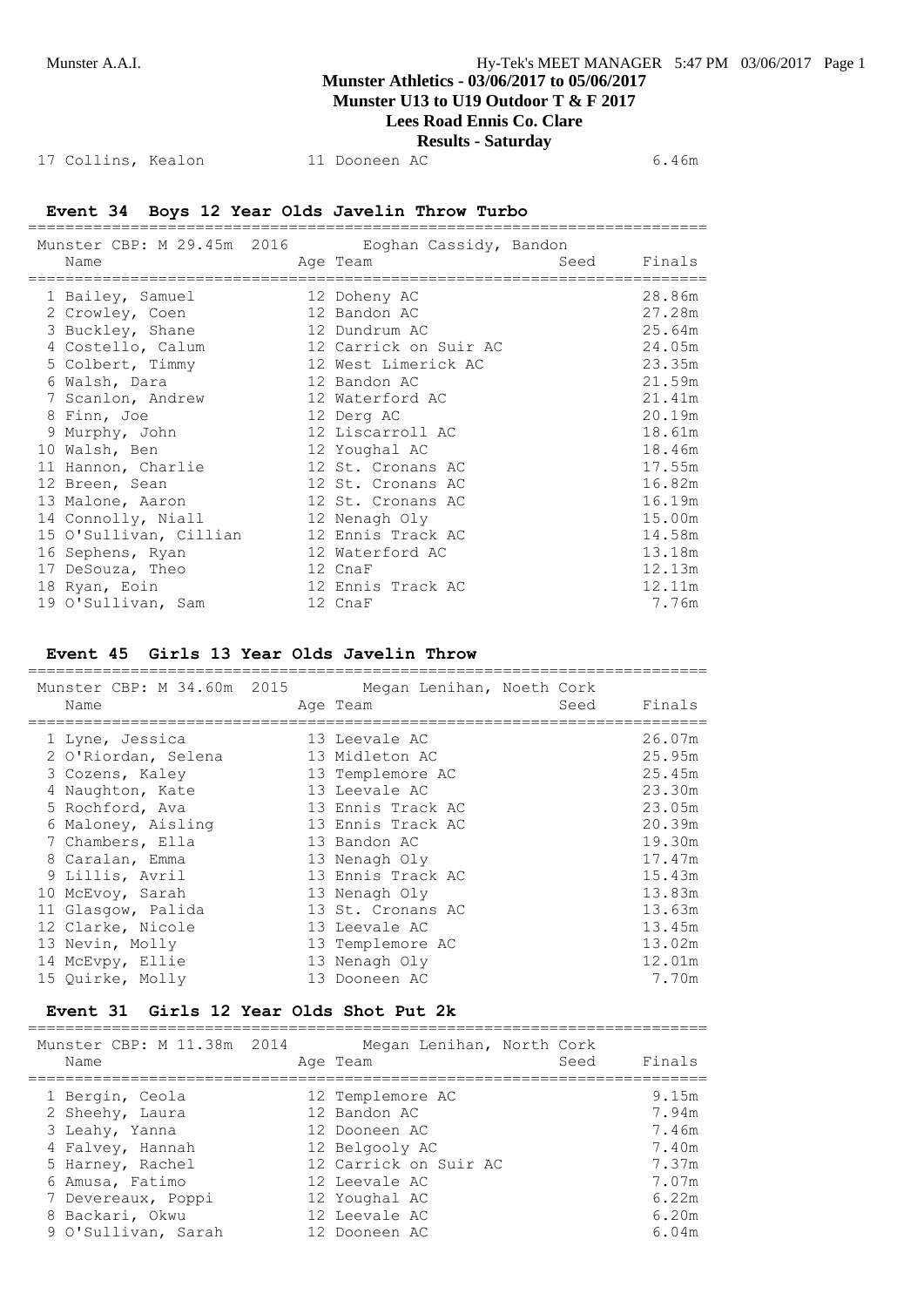| | | | |
|---|---|---|---|
| 17 Collins, Kealon | 11 Dooneen AC | | 6.46m |

## Event 34 Boys 12 Year Olds Javelin Throw Turbo

Munster CBP: M 29.45m 2016 Eoghan Cassidy, Bandon

| Name | Age Team | Seed | Finals |
|---|---|---|---|
| 1 Bailey, Samuel | 12 Doheny AC | | 28.86m |
| 2 Crowley, Coen | 12 Bandon AC | | 27.28m |
| 3 Buckley, Shane | 12 Dundrum AC | | 25.64m |
| 4 Costello, Calum | 12 Carrick on Suir AC | | 24.05m |
| 5 Colbert, Timmy | 12 West Limerick AC | | 23.35m |
| 6 Walsh, Dara | 12 Bandon AC | | 21.59m |
| 7 Scanlon, Andrew | 12 Waterford AC | | 21.41m |
| 8 Finn, Joe | 12 Derg AC | | 20.19m |
| 9 Murphy, John | 12 Liscarroll AC | | 18.61m |
| 10 Walsh, Ben | 12 Youghal AC | | 18.46m |
| 11 Hannon, Charlie | 12 St. Cronans AC | | 17.55m |
| 12 Breen, Sean | 12 St. Cronans AC | | 16.82m |
| 13 Malone, Aaron | 12 St. Cronans AC | | 16.19m |
| 14 Connolly, Niall | 12 Nenagh Oly | | 15.00m |
| 15 O'Sullivan, Cillian | 12 Ennis Track AC | | 14.58m |
| 16 Sephens, Ryan | 12 Waterford AC | | 13.18m |
| 17 DeSouza, Theo | 12 CnaF | | 12.13m |
| 18 Ryan, Eoin | 12 Ennis Track AC | | 12.11m |
| 19 O'Sullivan, Sam | 12 CnaF | | 7.76m |

## Event 45 Girls 13 Year Olds Javelin Throw

Munster CBP: M 34.60m 2015 Megan Lenihan, Noeth Cork

| Name | Age Team | Seed | Finals |
|---|---|---|---|
| 1 Lyne, Jessica | 13 Leevale AC | | 26.07m |
| 2 O'Riordan, Selena | 13 Midleton AC | | 25.95m |
| 3 Cozens, Kaley | 13 Templemore AC | | 25.45m |
| 4 Naughton, Kate | 13 Leevale AC | | 23.30m |
| 5 Rochford, Ava | 13 Ennis Track AC | | 23.05m |
| 6 Maloney, Aisling | 13 Ennis Track AC | | 20.39m |
| 7 Chambers, Ella | 13 Bandon AC | | 19.30m |
| 8 Caralan, Emma | 13 Nenagh Oly | | 17.47m |
| 9 Lillis, Avril | 13 Ennis Track AC | | 15.43m |
| 10 McEvoy, Sarah | 13 Nenagh Oly | | 13.83m |
| 11 Glasgow, Palida | 13 St. Cronans AC | | 13.63m |
| 12 Clarke, Nicole | 13 Leevale AC | | 13.45m |
| 13 Nevin, Molly | 13 Templemore AC | | 13.02m |
| 14 McEvpy, Ellie | 13 Nenagh Oly | | 12.01m |
| 15 Quirke, Molly | 13 Dooneen AC | | 7.70m |

## Event 31 Girls 12 Year Olds Shot Put 2k

Munster CBP: M 11.38m 2014 Megan Lenihan, North Cork

| Name | Age Team | Seed | Finals |
|---|---|---|---|
| 1 Bergin, Ceola | 12 Templemore AC | | 9.15m |
| 2 Sheehy, Laura | 12 Bandon AC | | 7.94m |
| 3 Leahy, Yanna | 12 Dooneen AC | | 7.46m |
| 4 Falvey, Hannah | 12 Belgooly AC | | 7.40m |
| 5 Harney, Rachel | 12 Carrick on Suir AC | | 7.37m |
| 6 Amusa, Fatimo | 12 Leevale AC | | 7.07m |
| 7 Devereaux, Poppi | 12 Youghal AC | | 6.22m |
| 8 Backari, Okwu | 12 Leevale AC | | 6.20m |
| 9 O'Sullivan, Sarah | 12 Dooneen AC | | 6.04m |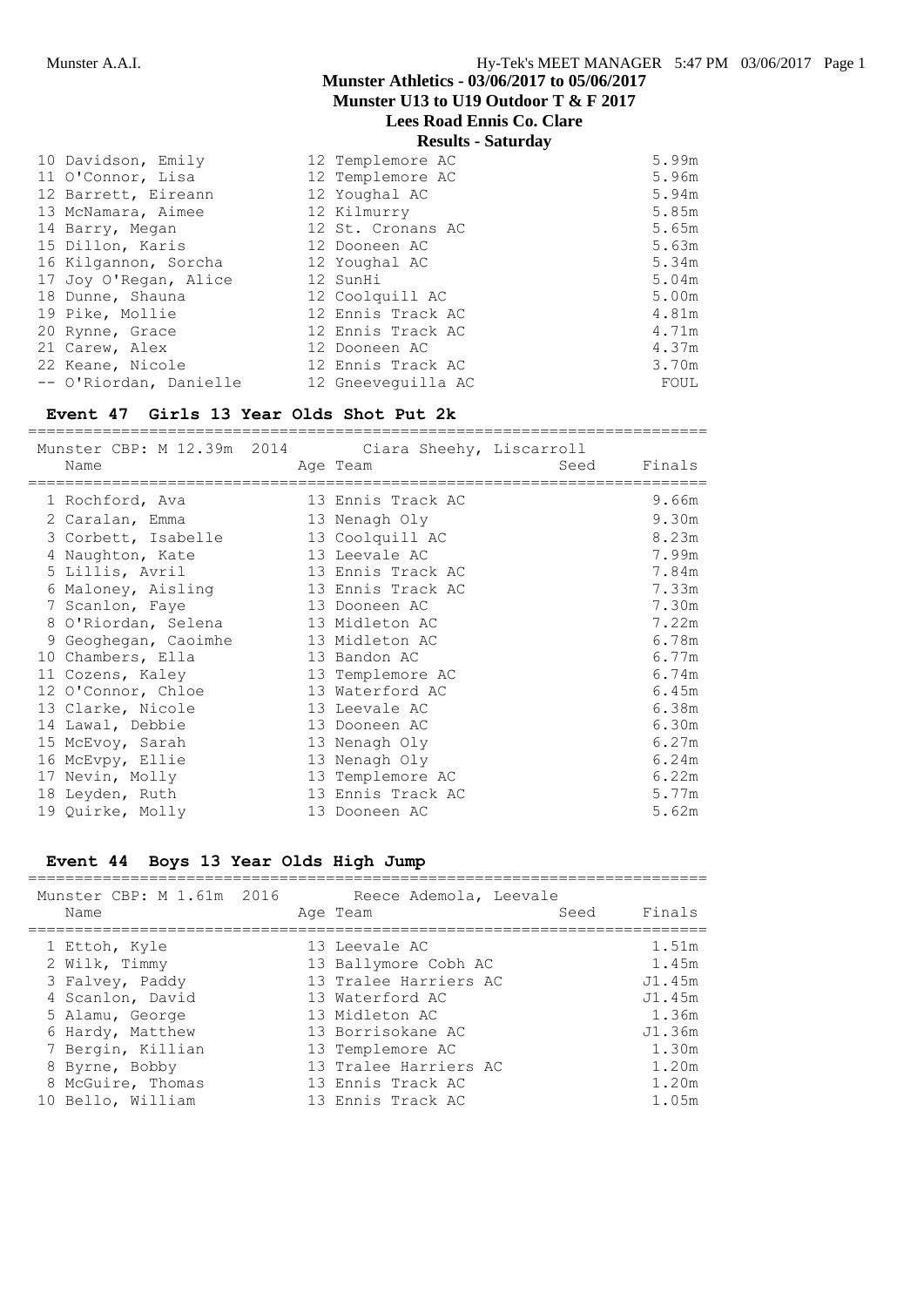| Place | Name | Age | Team | Finals |
|---|---|---|---|---|
| 10 | Davidson, Emily | 12 | Templemore AC | 5.99m |
| 11 | O'Connor, Lisa | 12 | Templemore AC | 5.96m |
| 12 | Barrett, Eireann | 12 | Youghal AC | 5.94m |
| 13 | McNamara, Aimee | 12 | Kilmurry | 5.85m |
| 14 | Barry, Megan | 12 | St. Cronans AC | 5.65m |
| 15 | Dillon, Karis | 12 | Dooneen AC | 5.63m |
| 16 | Kilgannon, Sorcha | 12 | Youghal AC | 5.34m |
| 17 | Joy O'Regan, Alice | 12 | SunHi | 5.04m |
| 18 | Dunne, Shauna | 12 | Coolquill AC | 5.00m |
| 19 | Pike, Mollie | 12 | Ennis Track AC | 4.81m |
| 20 | Rynne, Grace | 12 | Ennis Track AC | 4.71m |
| 21 | Carew, Alex | 12 | Dooneen AC | 4.37m |
| 22 | Keane, Nicole | 12 | Ennis Track AC | 3.70m |
| -- | O'Riordan, Danielle | 12 | Gneeveguilla AC | FOUL |

### Event 47 Girls 13 Year Olds Shot Put 2k

Munster CBP: M 12.39m 2014 Ciara Sheehy, Liscarroll

| Place | Name | Age | Team | Seed | Finals |
|---|---|---|---|---|---|
| 1 | Rochford, Ava | 13 | Ennis Track AC | | 9.66m |
| 2 | Caralan, Emma | 13 | Nenagh Oly | | 9.30m |
| 3 | Corbett, Isabelle | 13 | Coolquill AC | | 8.23m |
| 4 | Naughton, Kate | 13 | Leevale AC | | 7.99m |
| 5 | Lillis, Avril | 13 | Ennis Track AC | | 7.84m |
| 6 | Maloney, Aisling | 13 | Ennis Track AC | | 7.33m |
| 7 | Scanlon, Faye | 13 | Dooneen AC | | 7.30m |
| 8 | O'Riordan, Selena | 13 | Midleton AC | | 7.22m |
| 9 | Geoghegan, Caoimhe | 13 | Midleton AC | | 6.78m |
| 10 | Chambers, Ella | 13 | Bandon AC | | 6.77m |
| 11 | Cozens, Kaley | 13 | Templemore AC | | 6.74m |
| 12 | O'Connor, Chloe | 13 | Waterford AC | | 6.45m |
| 13 | Clarke, Nicole | 13 | Leevale AC | | 6.38m |
| 14 | Lawal, Debbie | 13 | Dooneen AC | | 6.30m |
| 15 | McEvoy, Sarah | 13 | Nenagh Oly | | 6.27m |
| 16 | McEvpy, Ellie | 13 | Nenagh Oly | | 6.24m |
| 17 | Nevin, Molly | 13 | Templemore AC | | 6.22m |
| 18 | Leyden, Ruth | 13 | Ennis Track AC | | 5.77m |
| 19 | Quirke, Molly | 13 | Dooneen AC | | 5.62m |

### Event 44 Boys 13 Year Olds High Jump

Munster CBP: M 1.61m 2016 Reece Ademola, Leevale

| Place | Name | Age | Team | Seed | Finals |
|---|---|---|---|---|---|
| 1 | Ettoh, Kyle | 13 | Leevale AC | | 1.51m |
| 2 | Wilk, Timmy | 13 | Ballymore Cobh AC | | 1.45m |
| 3 | Falvey, Paddy | 13 | Tralee Harriers AC | | J1.45m |
| 4 | Scanlon, David | 13 | Waterford AC | | J1.45m |
| 5 | Alamu, George | 13 | Midleton AC | | 1.36m |
| 6 | Hardy, Matthew | 13 | Borrisokane AC | | J1.36m |
| 7 | Bergin, Killian | 13 | Templemore AC | | 1.30m |
| 8 | Byrne, Bobby | 13 | Tralee Harriers AC | | 1.20m |
| 8 | McGuire, Thomas | 13 | Ennis Track AC | | 1.20m |
| 10 | Bello, William | 13 | Ennis Track AC | | 1.05m |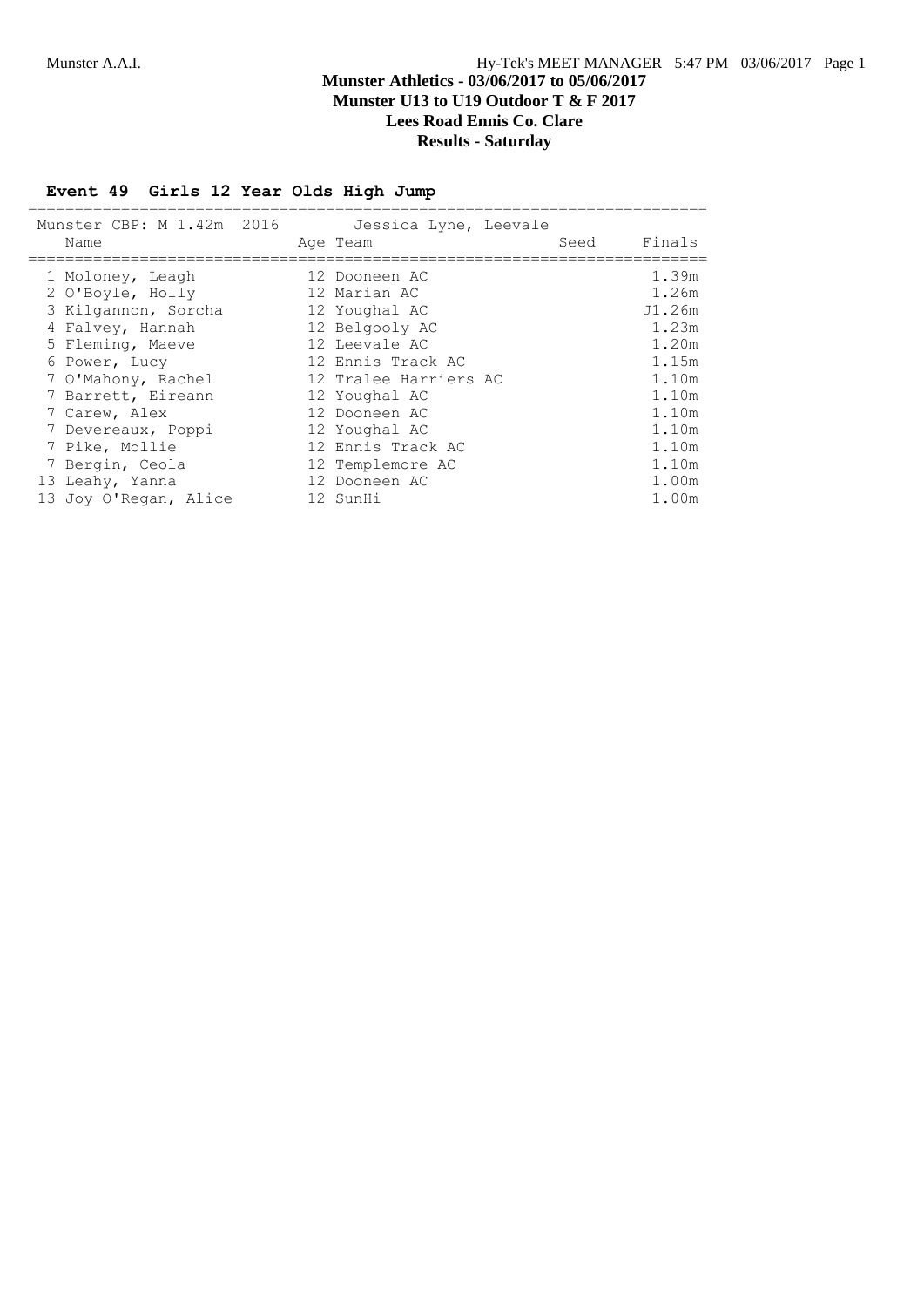# Munster Athletics - 03/06/2017 to 05/06/2017
## Munster U13 to U19 Outdoor T & F 2017
## Lees Road Ennis Co. Clare
## Results - Saturday

### Event 49 Girls 12 Year Olds High Jump

Munster CBP: M 1.42m 2016 Jessica Lyne, Leevale

| | Name | Age | Team | Seed | Finals |
|---|---|---|---|---|---|
| 1 | Moloney, Leagh | 12 | Dooneen AC | | 1.39m |
| 2 | O'Boyle, Holly | 12 | Marian AC | | 1.26m |
| 3 | Kilgannon, Sorcha | 12 | Youghal AC | | J1.26m |
| 4 | Falvey, Hannah | 12 | Belgooly AC | | 1.23m |
| 5 | Fleming, Maeve | 12 | Leevale AC | | 1.20m |
| 6 | Power, Lucy | 12 | Ennis Track AC | | 1.15m |
| 7 | O'Mahony, Rachel | 12 | Tralee Harriers AC | | 1.10m |
| 7 | Barrett, Eireann | 12 | Youghal AC | | 1.10m |
| 7 | Carew, Alex | 12 | Dooneen AC | | 1.10m |
| 7 | Devereaux, Poppi | 12 | Youghal AC | | 1.10m |
| 7 | Pike, Mollie | 12 | Ennis Track AC | | 1.10m |
| 7 | Bergin, Ceola | 12 | Templemore AC | | 1.10m |
| 13 | Leahy, Yanna | 12 | Dooneen AC | | 1.00m |
| 13 | Joy O'Regan, Alice | 12 | SunHi | | 1.00m |